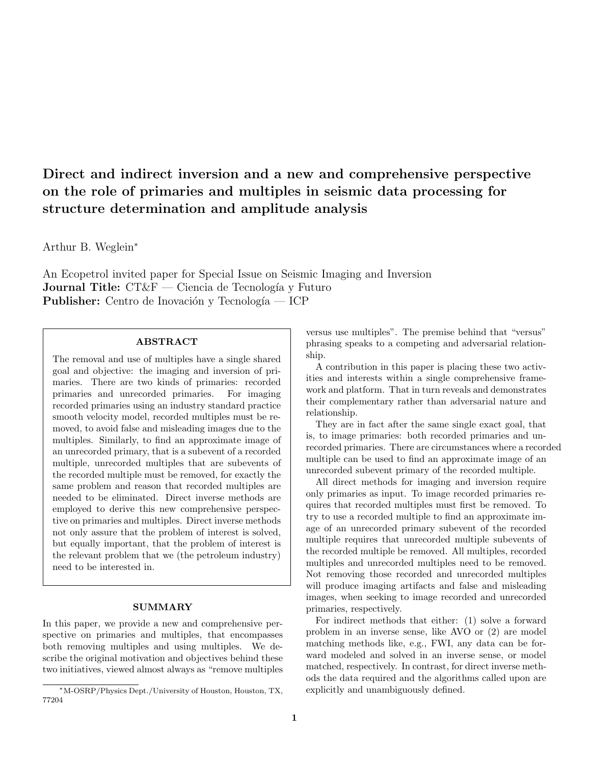# Direct and indirect inversion and a new and comprehensive perspective on the role of primaries and multiples in seismic data processing for structure determination and amplitude analysis

Arthur B. Weglein*

An Ecopetrol invited paper for Special Issue on Seismic Imaging and Inversion
**Journal Title:** CT&F — Ciencia de Tecnología y Futuro
**Publisher:** Centro de Inovación y Tecnología — ICP

## ABSTRACT

The removal and use of multiples have a single shared goal and objective: the imaging and inversion of primaries. There are two kinds of primaries: recorded primaries and unrecorded primaries. For imaging recorded primaries using an industry standard practice smooth velocity model, recorded multiples must be removed, to avoid false and misleading images due to the multiples. Similarly, to find an approximate image of an unrecorded primary, that is a subevent of a recorded multiple, unrecorded multiples that are subevents of the recorded multiple must be removed, for exactly the same problem and reason that recorded multiples are needed to be eliminated. Direct inverse methods are employed to derive this new comprehensive perspective on primaries and multiples. Direct inverse methods not only assure that the problem of interest is solved, but equally important, that the problem of interest is the relevant problem that we (the petroleum industry) need to be interested in.

## SUMMARY

In this paper, we provide a new and comprehensive perspective on primaries and multiples, that encompasses both removing multiples and using multiples. We describe the original motivation and objectives behind these two initiatives, viewed almost always as "remove multiples versus use multiples". The premise behind that "versus" phrasing speaks to a competing and adversarial relationship.

A contribution in this paper is placing these two activities and interests within a single comprehensive framework and platform. That in turn reveals and demonstrates their complementary rather than adversarial nature and relationship.

They are in fact after the same single exact goal, that is, to image primaries: both recorded primaries and unrecorded primaries. There are circumstances where a recorded multiple can be used to find an approximate image of an unrecorded subevent primary of the recorded multiple.

All direct methods for imaging and inversion require only primaries as input. To image recorded primaries requires that recorded multiples must first be removed. To try to use a recorded multiple to find an approximate image of an unrecorded primary subevent of the recorded multiple requires that unrecorded multiple subevents of the recorded multiple be removed. All multiples, recorded multiples and unrecorded multiples need to be removed. Not removing those recorded and unrecorded multiples will produce imaging artifacts and false and misleading images, when seeking to image recorded and unrecorded primaries, respectively.

For indirect methods that either: (1) solve a forward problem in an inverse sense, like AVO or (2) are model matching methods like, e.g., FWI, any data can be forward modeled and solved in an inverse sense, or model matched, respectively. In contrast, for direct inverse methods the data required and the algorithms called upon are explicitly and unambiguously defined.

*M-OSRP/Physics Dept./University of Houston, Houston, TX, 77204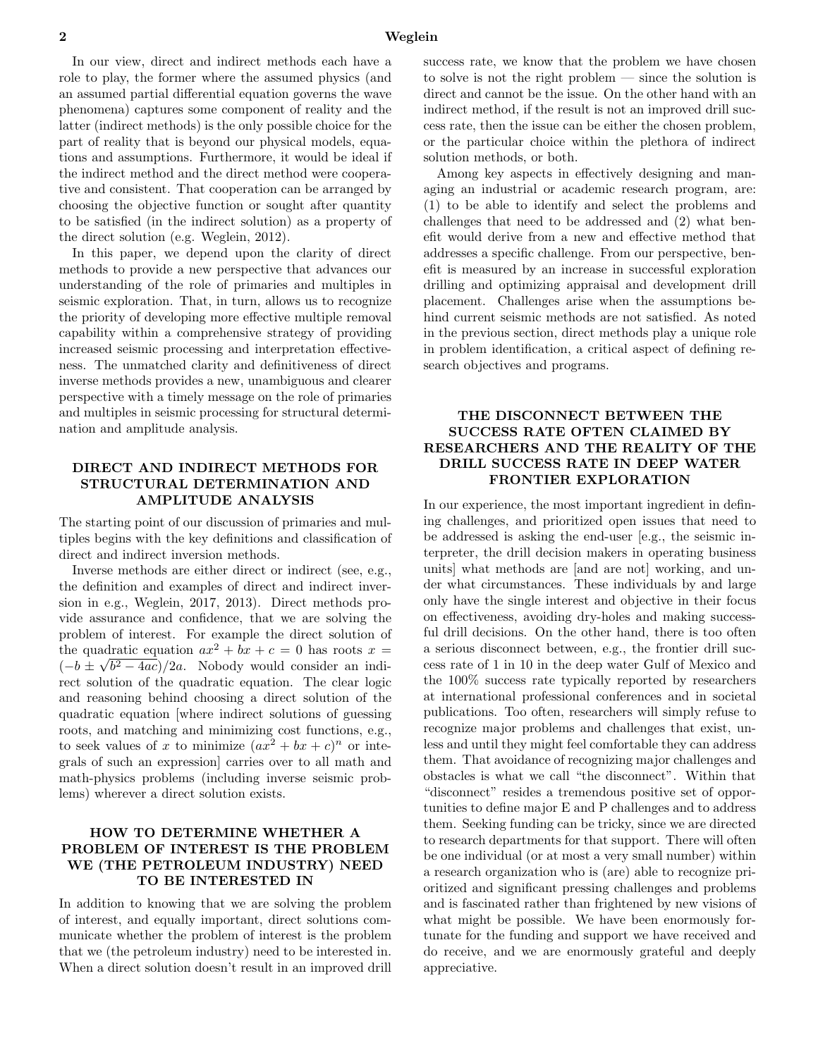In our view, direct and indirect methods each have a role to play, the former where the assumed physics (and an assumed partial differential equation governs the wave phenomena) captures some component of reality and the latter (indirect methods) is the only possible choice for the part of reality that is beyond our physical models, equations and assumptions. Furthermore, it would be ideal if the indirect method and the direct method were cooperative and consistent. That cooperation can be arranged by choosing the objective function or sought after quantity to be satisfied (in the indirect solution) as a property of the direct solution (e.g. Weglein, 2012).

In this paper, we depend upon the clarity of direct methods to provide a new perspective that advances our understanding of the role of primaries and multiples in seismic exploration. That, in turn, allows us to recognize the priority of developing more effective multiple removal capability within a comprehensive strategy of providing increased seismic processing and interpretation effectiveness. The unmatched clarity and definitiveness of direct inverse methods provides a new, unambiguous and clearer perspective with a timely message on the role of primaries and multiples in seismic processing for structural determination and amplitude analysis.

## DIRECT AND INDIRECT METHODS FOR STRUCTURAL DETERMINATION AND AMPLITUDE ANALYSIS

The starting point of our discussion of primaries and multiples begins with the key definitions and classification of direct and indirect inversion methods.

Inverse methods are either direct or indirect (see, e.g., the definition and examples of direct and indirect inversion in e.g., Weglein, 2017, 2013). Direct methods provide assurance and confidence, that we are solving the problem of interest. For example the direct solution of the quadratic equation $ax^2 + bx + c = 0$ has roots $x = (-b \pm \sqrt{b^2 - 4ac})/2a$. Nobody would consider an indirect solution of the quadratic equation. The clear logic and reasoning behind choosing a direct solution of the quadratic equation [where indirect solutions of guessing roots, and matching and minimizing cost functions, e.g., to seek values of $x$ to minimize $(ax^2 + bx + c)^n$ or integrals of such an expression] carries over to all math and math-physics problems (including inverse seismic problems) wherever a direct solution exists.

## HOW TO DETERMINE WHETHER A PROBLEM OF INTEREST IS THE PROBLEM WE (THE PETROLEUM INDUSTRY) NEED TO BE INTERESTED IN

In addition to knowing that we are solving the problem of interest, and equally important, direct solutions communicate whether the problem of interest is the problem that we (the petroleum industry) need to be interested in. When a direct solution doesn't result in an improved drill success rate, we know that the problem we have chosen to solve is not the right problem — since the solution is direct and cannot be the issue. On the other hand with an indirect method, if the result is not an improved drill success rate, then the issue can be either the chosen problem, or the particular choice within the plethora of indirect solution methods, or both.

Among key aspects in effectively designing and managing an industrial or academic research program, are: (1) to be able to identify and select the problems and challenges that need to be addressed and (2) what benefit would derive from a new and effective method that addresses a specific challenge. From our perspective, benefit is measured by an increase in successful exploration drilling and optimizing appraisal and development drill placement. Challenges arise when the assumptions behind current seismic methods are not satisfied. As noted in the previous section, direct methods play a unique role in problem identification, a critical aspect of defining research objectives and programs.

## THE DISCONNECT BETWEEN THE SUCCESS RATE OFTEN CLAIMED BY RESEARCHERS AND THE REALITY OF THE DRILL SUCCESS RATE IN DEEP WATER FRONTIER EXPLORATION

In our experience, the most important ingredient in defining challenges, and prioritized open issues that need to be addressed is asking the end-user [e.g., the seismic interpreter, the drill decision makers in operating business units] what methods are [and are not] working, and under what circumstances. These individuals by and large only have the single interest and objective in their focus on effectiveness, avoiding dry-holes and making successful drill decisions. On the other hand, there is too often a serious disconnect between, e.g., the frontier drill success rate of 1 in 10 in the deep water Gulf of Mexico and the 100% success rate typically reported by researchers at international professional conferences and in societal publications. Too often, researchers will simply refuse to recognize major problems and challenges that exist, unless and until they might feel comfortable they can address them. That avoidance of recognizing major challenges and obstacles is what we call "the disconnect". Within that "disconnect" resides a tremendous positive set of opportunities to define major E and P challenges and to address them. Seeking funding can be tricky, since we are directed to research departments for that support. There will often be one individual (or at most a very small number) within a research organization who is (are) able to recognize prioritized and significant pressing challenges and problems and is fascinated rather than frightened by new visions of what might be possible. We have been enormously fortunate for the funding and support we have received and do receive, and we are enormously grateful and deeply appreciative.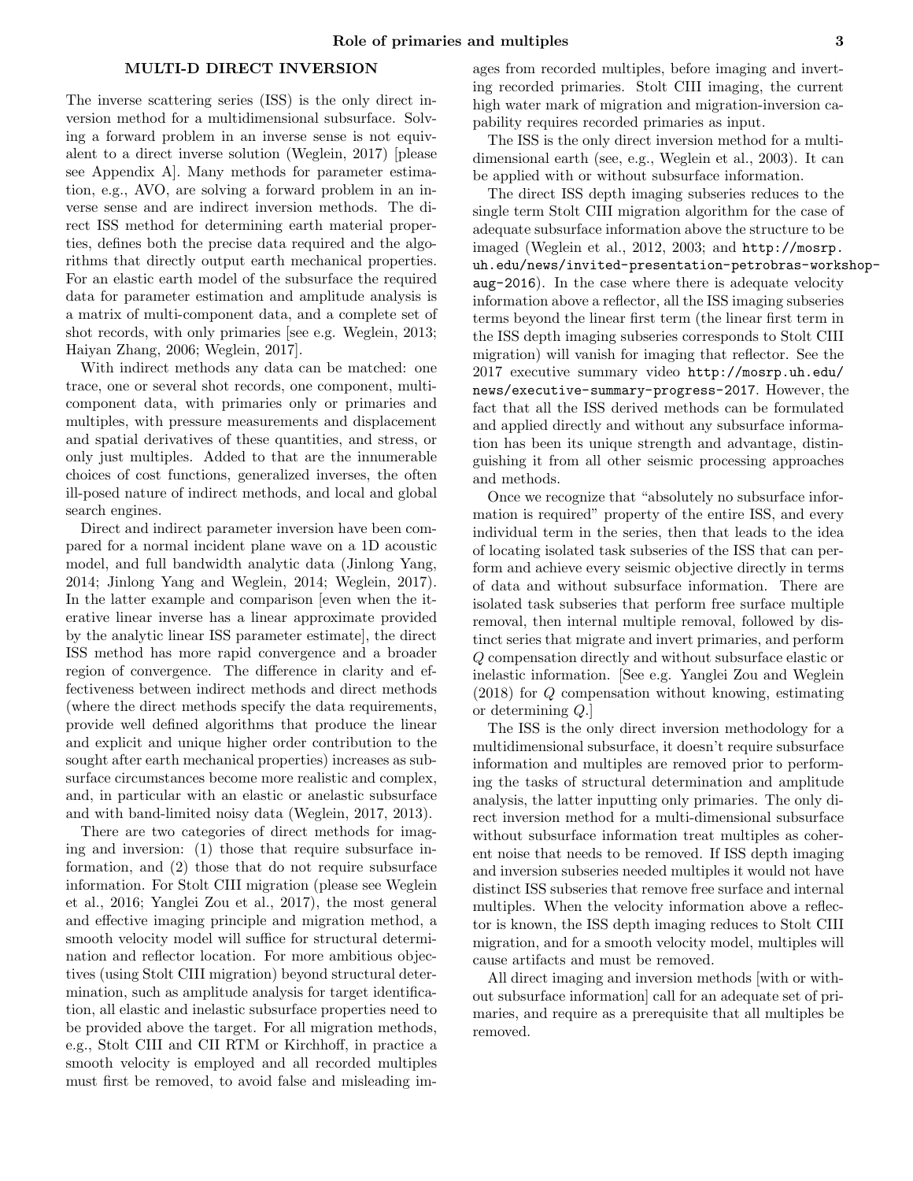## MULTI-D DIRECT INVERSION

The inverse scattering series (ISS) is the only direct inversion method for a multidimensional subsurface. Solving a forward problem in an inverse sense is not equivalent to a direct inverse solution (Weglein, 2017) [please see Appendix A]. Many methods for parameter estimation, e.g., AVO, are solving a forward problem in an inverse sense and are indirect inversion methods. The direct ISS method for determining earth material properties, defines both the precise data required and the algorithms that directly output earth mechanical properties. For an elastic earth model of the subsurface the required data for parameter estimation and amplitude analysis is a matrix of multi-component data, and a complete set of shot records, with only primaries [see e.g. Weglein, 2013; Haiyan Zhang, 2006; Weglein, 2017].

With indirect methods any data can be matched: one trace, one or several shot records, one component, multi-component data, with primaries only or primaries and multiples, with pressure measurements and displacement and spatial derivatives of these quantities, and stress, or only just multiples. Added to that are the innumerable choices of cost functions, generalized inverses, the often ill-posed nature of indirect methods, and local and global search engines.

Direct and indirect parameter inversion have been compared for a normal incident plane wave on a 1D acoustic model, and full bandwidth analytic data (Jinlong Yang, 2014; Jinlong Yang and Weglein, 2014; Weglein, 2017). In the latter example and comparison [even when the iterative linear inverse has a linear approximate provided by the analytic linear ISS parameter estimate], the direct ISS method has more rapid convergence and a broader region of convergence. The difference in clarity and effectiveness between indirect methods and direct methods (where the direct methods specify the data requirements, provide well defined algorithms that produce the linear and explicit and unique higher order contribution to the sought after earth mechanical properties) increases as subsurface circumstances become more realistic and complex, and, in particular with an elastic or anelastic subsurface and with band-limited noisy data (Weglein, 2017, 2013).

There are two categories of direct methods for imaging and inversion: (1) those that require subsurface information, and (2) those that do not require subsurface information. For Stolt CIII migration (please see Weglein et al., 2016; Yanglei Zou et al., 2017), the most general and effective imaging principle and migration method, a smooth velocity model will suffice for structural determination and reflector location. For more ambitious objectives (using Stolt CIII migration) beyond structural determination, such as amplitude analysis for target identification, all elastic and inelastic subsurface properties need to be provided above the target. For all migration methods, e.g., Stolt CIII and CII RTM or Kirchhoff, in practice a smooth velocity is employed and all recorded multiples must first be removed, to avoid false and misleading images from recorded multiples, before imaging and inverting recorded primaries. Stolt CIII imaging, the current high water mark of migration and migration-inversion capability requires recorded primaries as input.

The ISS is the only direct inversion method for a multidimensional earth (see, e.g., Weglein et al., 2003). It can be applied with or without subsurface information.

The direct ISS depth imaging subseries reduces to the single term Stolt CIII migration algorithm for the case of adequate subsurface information above the structure to be imaged (Weglein et al., 2012, 2003; and http://mosrp.uh.edu/news/invited-presentation-petrobras-workshop-aug-2016). In the case where there is adequate velocity information above a reflector, all the ISS imaging subseries terms beyond the linear first term (the linear first term in the ISS depth imaging subseries corresponds to Stolt CIII migration) will vanish for imaging that reflector. See the 2017 executive summary video http://mosrp.uh.edu/news/executive-summary-progress-2017. However, the fact that all the ISS derived methods can be formulated and applied directly and without any subsurface information has been its unique strength and advantage, distinguishing it from all other seismic processing approaches and methods.

Once we recognize that "absolutely no subsurface information is required" property of the entire ISS, and every individual term in the series, then that leads to the idea of locating isolated task subseries of the ISS that can perform and achieve every seismic objective directly in terms of data and without subsurface information. There are isolated task subseries that perform free surface multiple removal, then internal multiple removal, followed by distinct series that migrate and invert primaries, and perform $Q$ compensation directly and without subsurface elastic or inelastic information. [See e.g. Yanglei Zou and Weglein (2018) for $Q$ compensation without knowing, estimating or determining $Q$.]

The ISS is the only direct inversion methodology for a multidimensional subsurface, it doesn't require subsurface information and multiples are removed prior to performing the tasks of structural determination and amplitude analysis, the latter inputting only primaries. The only direct inversion method for a multi-dimensional subsurface without subsurface information treat multiples as coherent noise that needs to be removed. If ISS depth imaging and inversion subseries needed multiples it would not have distinct ISS subseries that remove free surface and internal multiples. When the velocity information above a reflector is known, the ISS depth imaging reduces to Stolt CIII migration, and for a smooth velocity model, multiples will cause artifacts and must be removed.

All direct imaging and inversion methods [with or without subsurface information] call for an adequate set of primaries, and require as a prerequisite that all multiples be removed.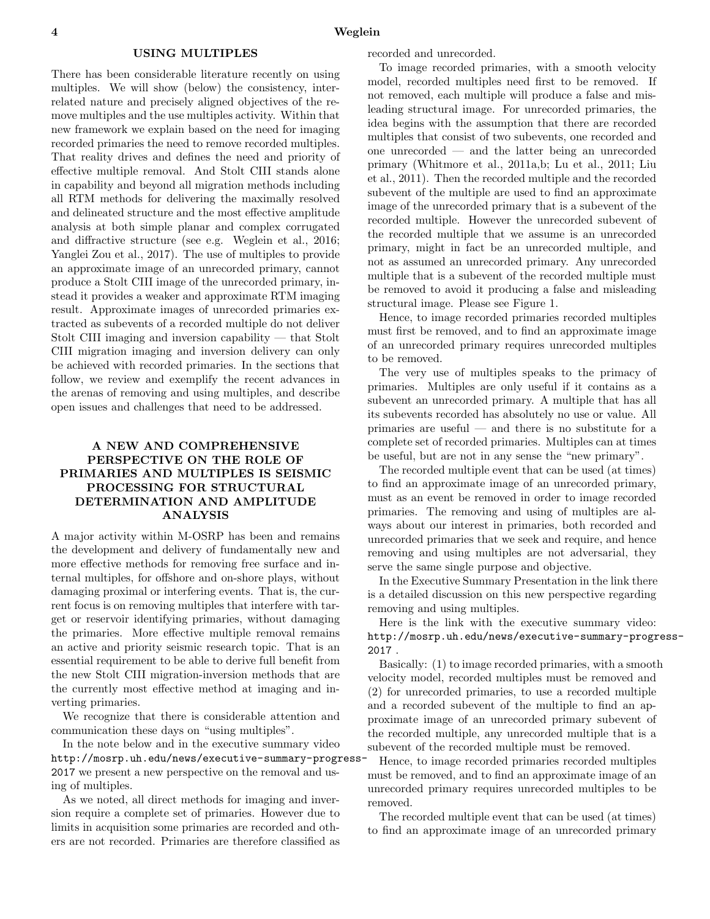## USING MULTIPLES

There has been considerable literature recently on using multiples. We will show (below) the consistency, interrelated nature and precisely aligned objectives of the remove multiples and the use multiples activity. Within that new framework we explain based on the need for imaging recorded primaries the need to remove recorded multiples. That reality drives and defines the need and priority of effective multiple removal. And Stolt CIII stands alone in capability and beyond all migration methods including all RTM methods for delivering the maximally resolved and delineated structure and the most effective amplitude analysis at both simple planar and complex corrugated and diffractive structure (see e.g. Weglein et al., 2016; Yanglei Zou et al., 2017). The use of multiples to provide an approximate image of an unrecorded primary, cannot produce a Stolt CIII image of the unrecorded primary, instead it provides a weaker and approximate RTM imaging result. Approximate images of unrecorded primaries extracted as subevents of a recorded multiple do not deliver Stolt CIII imaging and inversion capability — that Stolt CIII migration imaging and inversion delivery can only be achieved with recorded primaries. In the sections that follow, we review and exemplify the recent advances in the arenas of removing and using multiples, and describe open issues and challenges that need to be addressed.

## A NEW AND COMPREHENSIVE PERSPECTIVE ON THE ROLE OF PRIMARIES AND MULTIPLES IS SEISMIC PROCESSING FOR STRUCTURAL DETERMINATION AND AMPLITUDE ANALYSIS

A major activity within M-OSRP has been and remains the development and delivery of fundamentally new and more effective methods for removing free surface and internal multiples, for offshore and on-shore plays, without damaging proximal or interfering events. That is, the current focus is on removing multiples that interfere with target or reservoir identifying primaries, without damaging the primaries. More effective multiple removal remains an active and priority seismic research topic. That is an essential requirement to be able to derive full benefit from the new Stolt CIII migration-inversion methods that are the currently most effective method at imaging and inverting primaries.

We recognize that there is considerable attention and communication these days on "using multiples".

In the note below and in the executive summary video http://mosrp.uh.edu/news/executive-summary-progress-2017 we present a new perspective on the removal and using of multiples.

As we noted, all direct methods for imaging and inversion require a complete set of primaries. However due to limits in acquisition some primaries are recorded and others are not recorded. Primaries are therefore classified as recorded and unrecorded.

To image recorded primaries, with a smooth velocity model, recorded multiples need first to be removed. If not removed, each multiple will produce a false and misleading structural image. For unrecorded primaries, the idea begins with the assumption that there are recorded multiples that consist of two subevents, one recorded and one unrecorded — and the latter being an unrecorded primary (Whitmore et al., 2011a,b; Lu et al., 2011; Liu et al., 2011). Then the recorded multiple and the recorded subevent of the multiple are used to find an approximate image of the unrecorded primary that is a subevent of the recorded multiple. However the unrecorded subevent of the recorded multiple that we assume is an unrecorded primary, might in fact be an unrecorded multiple, and not as assumed an unrecorded primary. Any unrecorded multiple that is a subevent of the recorded multiple must be removed to avoid it producing a false and misleading structural image. Please see Figure 1.

Hence, to image recorded primaries recorded multiples must first be removed, and to find an approximate image of an unrecorded primary requires unrecorded multiples to be removed.

The very use of multiples speaks to the primacy of primaries. Multiples are only useful if it contains as a subevent an unrecorded primary. A multiple that has all its subevents recorded has absolutely no use or value. All primaries are useful — and there is no substitute for a complete set of recorded primaries. Multiples can at times be useful, but are not in any sense the "new primary".

The recorded multiple event that can be used (at times) to find an approximate image of an unrecorded primary, must as an event be removed in order to image recorded primaries. The removing and using of multiples are always about our interest in primaries, both recorded and unrecorded primaries that we seek and require, and hence removing and using multiples are not adversarial, they serve the same single purpose and objective.

In the Executive Summary Presentation in the link there is a detailed discussion on this new perspective regarding removing and using multiples.

Here is the link with the executive summary video: http://mosrp.uh.edu/news/executive-summary-progress-2017 .

Basically: (1) to image recorded primaries, with a smooth velocity model, recorded multiples must be removed and (2) for unrecorded primaries, to use a recorded multiple and a recorded subevent of the multiple to find an approximate image of an unrecorded primary subevent of the recorded multiple, any unrecorded multiple that is a subevent of the recorded multiple must be removed.

Hence, to image recorded primaries recorded multiples must be removed, and to find an approximate image of an unrecorded primary requires unrecorded multiples to be removed.

The recorded multiple event that can be used (at times) to find an approximate image of an unrecorded primary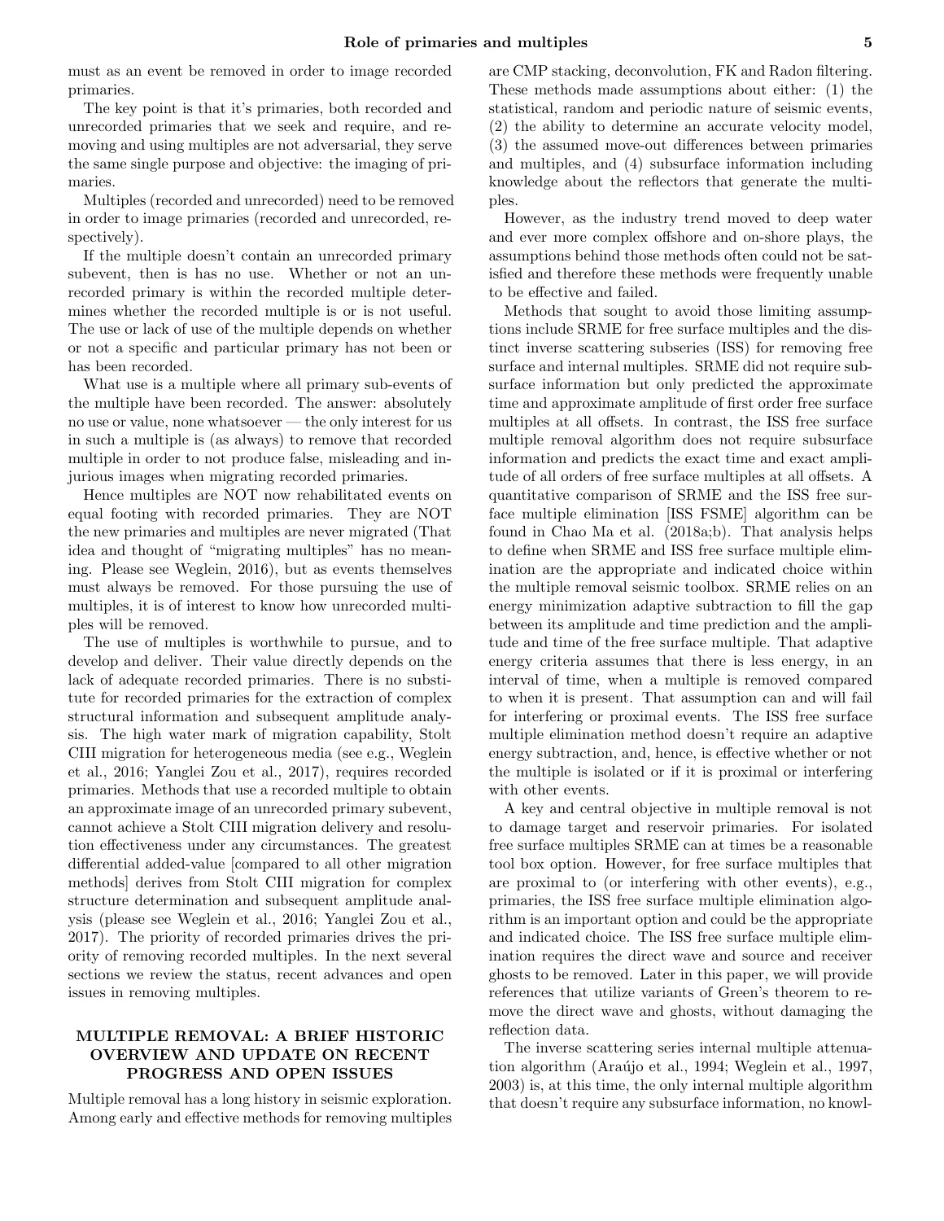must as an event be removed in order to image recorded primaries.

The key point is that it's primaries, both recorded and unrecorded primaries that we seek and require, and removing and using multiples are not adversarial, they serve the same single purpose and objective: the imaging of primaries.

Multiples (recorded and unrecorded) need to be removed in order to image primaries (recorded and unrecorded, respectively).

If the multiple doesn't contain an unrecorded primary subevent, then is has no use. Whether or not an unrecorded primary is within the recorded multiple determines whether the recorded multiple is or is not useful. The use or lack of use of the multiple depends on whether or not a specific and particular primary has not been or has been recorded.

What use is a multiple where all primary sub-events of the multiple have been recorded. The answer: absolutely no use or value, none whatsoever — the only interest for us in such a multiple is (as always) to remove that recorded multiple in order to not produce false, misleading and injurious images when migrating recorded primaries.

Hence multiples are NOT now rehabilitated events on equal footing with recorded primaries. They are NOT the new primaries and multiples are never migrated (That idea and thought of "migrating multiples" has no meaning. Please see Weglein, 2016), but as events themselves must always be removed. For those pursuing the use of multiples, it is of interest to know how unrecorded multiples will be removed.

The use of multiples is worthwhile to pursue, and to develop and deliver. Their value directly depends on the lack of adequate recorded primaries. There is no substitute for recorded primaries for the extraction of complex structural information and subsequent amplitude analysis. The high water mark of migration capability, Stolt CIII migration for heterogeneous media (see e.g., Weglein et al., 2016; Yanglei Zou et al., 2017), requires recorded primaries. Methods that use a recorded multiple to obtain an approximate image of an unrecorded primary subevent, cannot achieve a Stolt CIII migration delivery and resolution effectiveness under any circumstances. The greatest differential added-value [compared to all other migration methods] derives from Stolt CIII migration for complex structure determination and subsequent amplitude analysis (please see Weglein et al., 2016; Yanglei Zou et al., 2017). The priority of recorded primaries drives the priority of removing recorded multiples. In the next several sections we review the status, recent advances and open issues in removing multiples.

## MULTIPLE REMOVAL: A BRIEF HISTORIC OVERVIEW AND UPDATE ON RECENT PROGRESS AND OPEN ISSUES

Multiple removal has a long history in seismic exploration. Among early and effective methods for removing multiples are CMP stacking, deconvolution, FK and Radon filtering. These methods made assumptions about either: (1) the statistical, random and periodic nature of seismic events, (2) the ability to determine an accurate velocity model, (3) the assumed move-out differences between primaries and multiples, and (4) subsurface information including knowledge about the reflectors that generate the multiples.

However, as the industry trend moved to deep water and ever more complex offshore and on-shore plays, the assumptions behind those methods often could not be satisfied and therefore these methods were frequently unable to be effective and failed.

Methods that sought to avoid those limiting assumptions include SRME for free surface multiples and the distinct inverse scattering subseries (ISS) for removing free surface and internal multiples. SRME did not require subsurface information but only predicted the approximate time and approximate amplitude of first order free surface multiples at all offsets. In contrast, the ISS free surface multiple removal algorithm does not require subsurface information and predicts the exact time and exact amplitude of all orders of free surface multiples at all offsets. A quantitative comparison of SRME and the ISS free surface multiple elimination [ISS FSME] algorithm can be found in Chao Ma et al. (2018a;b). That analysis helps to define when SRME and ISS free surface multiple elimination are the appropriate and indicated choice within the multiple removal seismic toolbox. SRME relies on an energy minimization adaptive subtraction to fill the gap between its amplitude and time prediction and the amplitude and time of the free surface multiple. That adaptive energy criteria assumes that there is less energy, in an interval of time, when a multiple is removed compared to when it is present. That assumption can and will fail for interfering or proximal events. The ISS free surface multiple elimination method doesn't require an adaptive energy subtraction, and, hence, is effective whether or not the multiple is isolated or if it is proximal or interfering with other events.

A key and central objective in multiple removal is not to damage target and reservoir primaries. For isolated free surface multiples SRME can at times be a reasonable tool box option. However, for free surface multiples that are proximal to (or interfering with other events), e.g., primaries, the ISS free surface multiple elimination algorithm is an important option and could be the appropriate and indicated choice. The ISS free surface multiple elimination requires the direct wave and source and receiver ghosts to be removed. Later in this paper, we will provide references that utilize variants of Green's theorem to remove the direct wave and ghosts, without damaging the reflection data.

The inverse scattering series internal multiple attenuation algorithm (Araújo et al., 1994; Weglein et al., 1997, 2003) is, at this time, the only internal multiple algorithm that doesn't require any subsurface information, no knowl-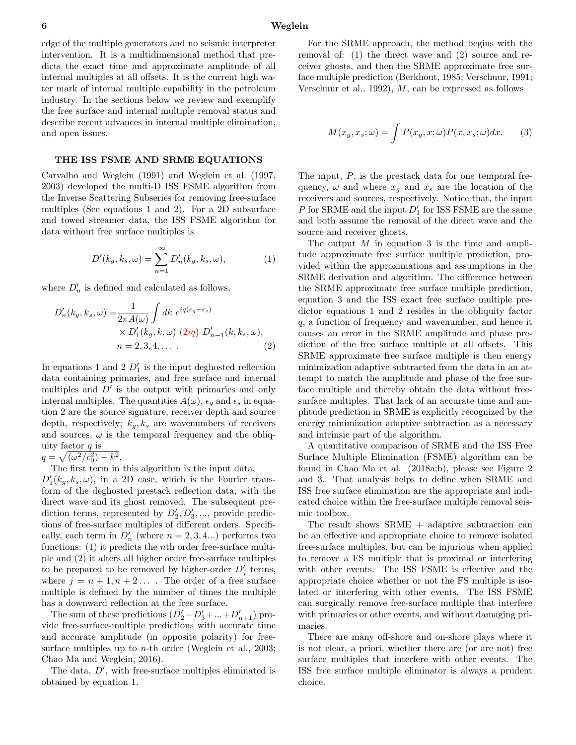edge of the multiple generators and no seismic interpreter intervention. It is a multidimensional method that predicts the exact time and approximate amplitude of all internal multiples at all offsets. It is the current high water mark of internal multiple capability in the petroleum industry. In the sections below we review and exemplify the free surface and internal multiple removal status and describe recent advances in internal multiple elimination, and open issues.

## THE ISS FSME AND SRME EQUATIONS

Carvalho and Weglein (1991) and Weglein et al. (1997, 2003) developed the multi-D ISS FSME algorithm from the Inverse Scattering Subseries for removing free-surface multiples (See equations 1 and 2). For a 2D subsurface and towed streamer data, the ISS FSME algorithm for data without free surface multiples is

$$D'(k_g, k_s, \omega) = \sum_{n=1}^{\infty} D'_n(k_g, k_s, \omega), \tag{1}$$

where $D'_n$ is defined and calculated as follows,

$$\begin{aligned} D'_n(k_g, k_s, \omega) =& \frac{1}{2\pi A(\omega)} \int dk \; e^{iq(\epsilon_g + \epsilon_s)} \\ &\times D'_1(k_g, k, \omega) \; (2iq) \; D'_{n-1}(k, k_s, \omega), \\ & n = 2, 3, 4, \ldots \; . \end{aligned} \tag{2}$$

In equations 1 and 2 $D'_1$ is the input deghosted reflection data containing primaries, and free surface and internal multiples and $D'$ is the output with primaries and only internal multiples. The quantities $A(\omega)$, $\epsilon_g$ and $\epsilon_s$ in equation 2 are the source signature, receiver depth and source depth, respectively; $k_g, k_s$ are wavenumbers of receivers and sources, $\omega$ is the temporal frequency and the obliquity factor $q$ is $q = \sqrt{(\omega^2/c_0^2) - k^2}$.

The first term in this algorithm is the input data, $D'_1(k_g, k_s, \omega)$, in a 2D case, which is the Fourier transform of the deghosted prestack reflection data, with the direct wave and its ghost removed. The subsequent prediction terms, represented by $D'_2, D'_3, \ldots$, provide predictions of free-surface multiples of different orders. Specifically, each term in $D'_n$ (where $n = 2, 3, 4 \ldots$) performs two functions: (1) it predicts the $n$th order free-surface multiple and (2) it alters all higher order free-surface multiples to be prepared to be removed by higher-order $D'_j$ terms, where $j = n+1, n+2 \ldots$ . The order of a free surface multiple is defined by the number of times the multiple has a downward reflection at the free surface.

The sum of these predictions ($D'_2 + D'_3 + \ldots + D'_{n+1}$) provide free-surface-multiple predictions with accurate time and accurate amplitude (in opposite polarity) for free-surface multiples up to $n$-th order (Weglein et al., 2003; Chao Ma and Weglein, 2016).

The data, $D'$, with free-surface multiples eliminated is obtained by equation 1.

For the SRME approach, the method begins with the removal of: (1) the direct wave and (2) source and receiver ghosts, and then the SRME approximate free surface multiple prediction (Berkhout, 1985; Verschuur, 1991; Verschuur et al., 1992), $M$, can be expressed as follows

$$M(x_g, x_s; \omega) = \int P(x_g, x; \omega) P(x, x_s; \omega) dx. \tag{3}$$

The input, $P$, is the prestack data for one temporal frequency, $\omega$ and where $x_g$ and $x_s$ are the location of the receivers and sources, respectively. Notice that, the input $P$ for SRME and the input $D'_1$ for ISS FSME are the same and both assume the removal of the direct wave and the source and receiver ghosts.

The output $M$ in equation 3 is the time and amplitude approximate free surface multiple prediction, provided within the approximations and assumptions in the SRME derivation and algorithm. The difference between the SRME approximate free surface multiple prediction, equation 3 and the ISS exact free surface multiple predictor equations 1 and 2 resides in the obliquity factor $q$, a function of frequency and wavenumber, and hence it causes an error in the SRME amplitude and phase prediction of the free surface multiple at all offsets. This SRME approximate free surface multiple is then energy minimization adaptive subtracted from the data in an attempt to match the amplitude and phase of the free surface multiple and thereby obtain the data without free-surface multiples. That lack of an accurate time and amplitude prediction in SRME is explicitly recognized by the energy minimization adaptive subtraction as a necessary and intrinsic part of the algorithm.

A quantitative comparison of SRME and the ISS Free Surface Multiple Elimination (FSME) algorithm can be found in Chao Ma et al. (2018a;b), please see Figure 2 and 3. That analysis helps to define when SRME and ISS free surface elimination are the appropriate and indicated choice within the free-surface multiple removal seismic toolbox.

The result shows SRME + adaptive subtraction can be an effective and appropriate choice to remove isolated free-surface multiples, but can be injurious when applied to remove a FS multiple that is proximal or interfering with other events. The ISS FSME is effective and the appropriate choice whether or not the FS multiple is isolated or interfering with other events. The ISS FSME can surgically remove free-surface multiple that interfere with primaries or other events, and without damaging primaries.

There are many off-shore and on-shore plays where it is not clear, a priori, whether there are (or are not) free surface multiples that interfere with other events. The ISS free surface multiple eliminator is always a prudent choice.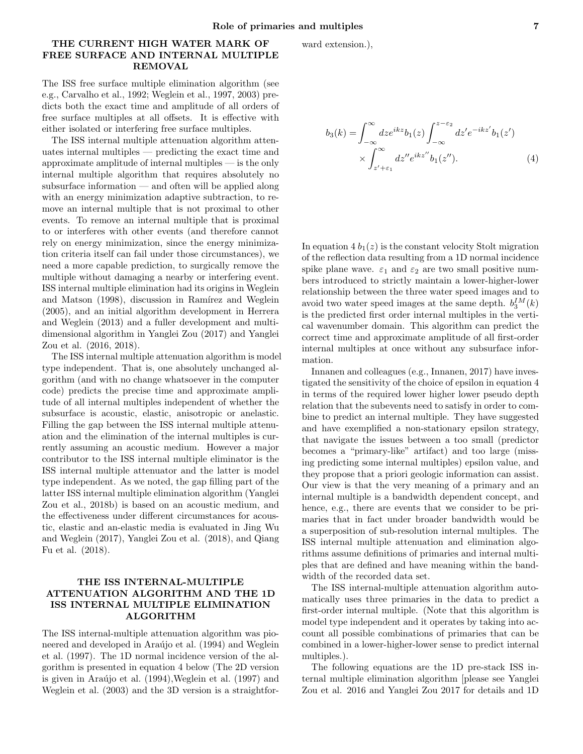## THE CURRENT HIGH WATER MARK OF FREE SURFACE AND INTERNAL MULTIPLE REMOVAL

The ISS free surface multiple elimination algorithm (see e.g., Carvalho et al., 1992; Weglein et al., 1997, 2003) predicts both the exact time and amplitude of all orders of free surface multiples at all offsets. It is effective with either isolated or interfering free surface multiples.

The ISS internal multiple attenuation algorithm attenuates internal multiples — predicting the exact time and approximate amplitude of internal multiples — is the only internal multiple algorithm that requires absolutely no subsurface information — and often will be applied along with an energy minimization adaptive subtraction, to remove an internal multiple that is not proximal to other events. To remove an internal multiple that is proximal to or interferes with other events (and therefore cannot rely on energy minimization, since the energy minimization criteria itself can fail under those circumstances), we need a more capable prediction, to surgically remove the multiple without damaging a nearby or interfering event. ISS internal multiple elimination had its origins in Weglein and Matson (1998), discussion in Ramírez and Weglein (2005), and an initial algorithm development in Herrera and Weglein (2013) and a fuller development and multidimensional algorithm in Yanglei Zou (2017) and Yanglei Zou et al. (2016, 2018).

The ISS internal multiple attenuation algorithm is model type independent. That is, one absolutely unchanged algorithm (and with no change whatsoever in the computer code) predicts the precise time and approximate amplitude of all internal multiples independent of whether the subsurface is acoustic, elastic, anisotropic or anelastic. Filling the gap between the ISS internal multiple attenuation and the elimination of the internal multiples is currently assuming an acoustic medium. However a major contributor to the ISS internal multiple eliminator is the ISS internal multiple attenuator and the latter is model type independent. As we noted, the gap filling part of the latter ISS internal multiple elimination algorithm (Yanglei Zou et al., 2018b) is based on an acoustic medium, and the effectiveness under different circumstances for acoustic, elastic and an-elastic media is evaluated in Jing Wu and Weglein (2017), Yanglei Zou et al. (2018), and Qiang Fu et al. (2018).

## THE ISS INTERNAL-MULTIPLE ATTENUATION ALGORITHM AND THE 1D ISS INTERNAL MULTIPLE ELIMINATION ALGORITHM

The ISS internal-multiple attenuation algorithm was pioneered and developed in Araújo et al. (1994) and Weglein et al. (1997). The 1D normal incidence version of the algorithm is presented in equation 4 below (The 2D version is given in Araújo et al. (1994),Weglein et al. (1997) and Weglein et al. (2003) and the 3D version is a straightforward extension.),

$$b_3(k) = \int_{-\infty}^{\infty} dz e^{ikz} b_1(z) \int_{-\infty}^{z-\varepsilon_2} dz' e^{-ikz'} b_1(z') \times \int_{z'+\varepsilon_1}^{\infty} dz'' e^{ikz''} b_1(z''). \tag{4}$$

In equation 4 $b_1(z)$ is the constant velocity Stolt migration of the reflection data resulting from a 1D normal incidence spike plane wave. $\varepsilon_1$ and $\varepsilon_2$ are two small positive numbers introduced to strictly maintain a lower-higher-lower relationship between the three water speed images and to avoid two water speed images at the same depth. $b_3^{IM}(k)$ is the predicted first order internal multiples in the vertical wavenumber domain. This algorithm can predict the correct time and approximate amplitude of all first-order internal multiples at once without any subsurface information.

Innanen and colleagues (e.g., Innanen, 2017) have investigated the sensitivity of the choice of epsilon in equation 4 in terms of the required lower higher lower pseudo depth relation that the subevents need to satisfy in order to combine to predict an internal multiple. They have suggested and have exemplified a non-stationary epsilon strategy, that navigate the issues between a too small (predictor becomes a "primary-like" artifact) and too large (missing predicting some internal multiples) epsilon value, and they propose that a priori geologic information can assist. Our view is that the very meaning of a primary and an internal multiple is a bandwidth dependent concept, and hence, e.g., there are events that we consider to be primaries that in fact under broader bandwidth would be a superposition of sub-resolution internal multiples. The ISS internal multiple attenuation and elimination algorithms assume definitions of primaries and internal multiples that are defined and have meaning within the bandwidth of the recorded data set.

The ISS internal-multiple attenuation algorithm automatically uses three primaries in the data to predict a first-order internal multiple. (Note that this algorithm is model type independent and it operates by taking into account all possible combinations of primaries that can be combined in a lower-higher-lower sense to predict internal multiples.).

The following equations are the 1D pre-stack ISS internal multiple elimination algorithm [please see Yanglei Zou et al. 2016 and Yanglei Zou 2017 for details and 1D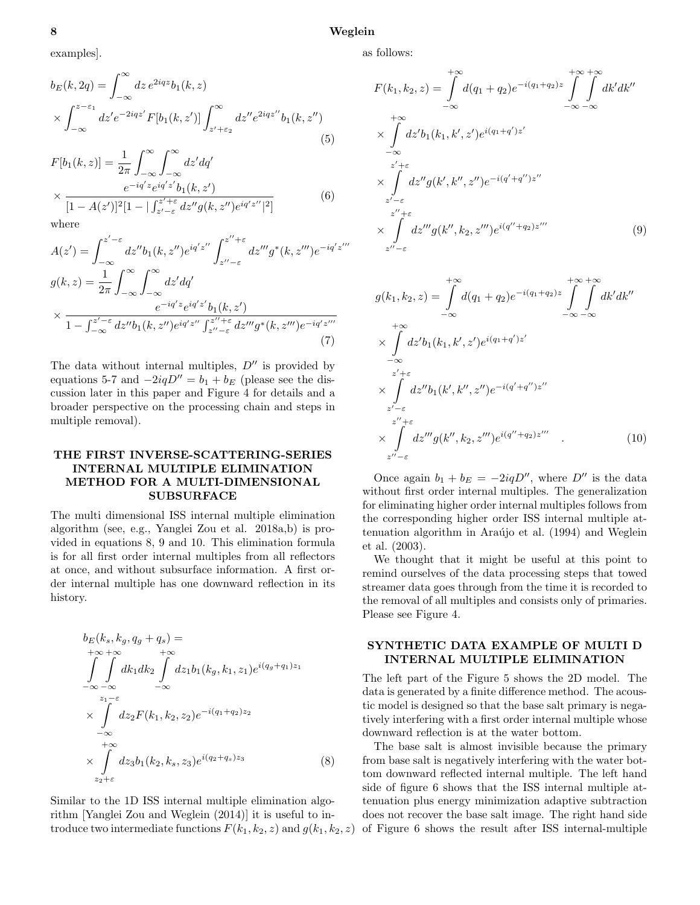examples].

$$
b_E(k, 2q) = \int_{-\infty}^{\infty} dz\, e^{2iqz} b_1(k, z)
\times \int_{-\infty}^{z-\varepsilon_1} dz' e^{-2iqz'} F[b_1(k, z')] \int_{z'+\varepsilon_2}^{\infty} dz'' e^{2iqz''} b_1(k, z'') \tag{5}
$$

$$
F[b_1(k, z)] = \frac{1}{2\pi} \int_{-\infty}^{\infty} \int_{-\infty}^{\infty} dz' dq'
\times \frac{e^{-iq'z} e^{iq'z'} b_1(k, z')}{[1 - A(z')]^2 [1 - |\int_{z'-\varepsilon}^{z'+\varepsilon} dz'' g(k, z'') e^{iq'z''}|^2]} \tag{6}
$$

where

$$
A(z') = \int_{-\infty}^{z'-\varepsilon} dz'' b_1(k, z'') e^{iq'z''} \int_{z''-\varepsilon}^{z''+\varepsilon} dz''' g^*(k, z''') e^{-iq'z'''}
$$

$$
g(k, z) = \frac{1}{2\pi} \int_{-\infty}^{\infty} \int_{-\infty}^{\infty} dz' dq'
\times \frac{e^{-iq'z} e^{iq'z'} b_1(k, z')}{1 - \int_{-\infty}^{z'-\varepsilon} dz'' b_1(k, z'') e^{iq'z''} \int_{z''-\varepsilon}^{z''+\varepsilon} dz''' g^*(k, z''') e^{-iq'z'''}} \tag{7}
$$

The data without internal multiples, $D''$ is provided by equations 5-7 and $-2iqD'' = b_1 + b_E$ (please see the discussion later in this paper and Figure 4 for details and a broader perspective on the processing chain and steps in multiple removal).

## THE FIRST INVERSE-SCATTERING-SERIES INTERNAL MULTIPLE ELIMINATION METHOD FOR A MULTI-DIMENSIONAL SUBSURFACE

The multi dimensional ISS internal multiple elimination algorithm (see, e.g., Yanglei Zou et al. 2018a,b) is provided in equations 8, 9 and 10. This elimination formula is for all first order internal multiples from all reflectors at once, and without subsurface information. A first order internal multiple has one downward reflection in its history.

$$
b_E(k_s, k_g, q_g + q_s) =
\int_{-\infty}^{+\infty} \int_{-\infty}^{+\infty} dk_1 dk_2 \int_{-\infty}^{+\infty} dz_1 b_1(k_g, k_1, z_1) e^{i(q_g+q_1)z_1}
\times \int_{-\infty}^{z_1-\varepsilon} dz_2 F(k_1, k_2, z_2) e^{-i(q_1+q_2)z_2}
\times \int_{z_2+\varepsilon}^{+\infty} dz_3 b_1(k_2, k_s, z_3) e^{i(q_2+q_s)z_3} \tag{8}
$$

Similar to the 1D ISS internal multiple elimination algorithm [Yanglei Zou and Weglein (2014)] it is useful to introduce two intermediate functions $F(k_1, k_2, z)$ and $g(k_1, k_2, z)$ as follows:

$$
F(k_1, k_2, z) = \int_{-\infty}^{+\infty} d(q_1 + q_2) e^{-i(q_1+q_2)z} \int_{-\infty}^{+\infty} \int_{-\infty}^{+\infty} dk' dk''
\times \int_{-\infty}^{+\infty} dz' b_1(k_1, k', z') e^{i(q_1+q')z'}
\times \int_{z'-\varepsilon}^{z'+\varepsilon} dz'' g(k', k'', z'') e^{-i(q'+q'')z''}
\times \int_{z''-\varepsilon}^{z''+\varepsilon} dz''' g(k'', k_2, z''') e^{i(q''+q_2)z'''} \tag{9}
$$

$$
g(k_1, k_2, z) = \int_{-\infty}^{+\infty} d(q_1 + q_2) e^{-i(q_1+q_2)z} \int_{-\infty}^{+\infty} \int_{-\infty}^{+\infty} dk' dk''
\times \int_{-\infty}^{+\infty} dz' b_1(k_1, k', z') e^{i(q_1+q')z'}
\times \int_{z'-\varepsilon}^{z'+\varepsilon} dz'' b_1(k', k'', z'') e^{-i(q'+q'')z''}
\times \int_{z''-\varepsilon}^{z''+\varepsilon} dz''' g(k'', k_2, z''') e^{i(q''+q_2)z'''} \quad . \tag{10}
$$

Once again $b_1 + b_E = -2iqD''$, where $D''$ is the data without first order internal multiples. The generalization for eliminating higher order internal multiples follows from the corresponding higher order ISS internal multiple attenuation algorithm in Araújo et al. (1994) and Weglein et al. (2003).

We thought that it might be useful at this point to remind ourselves of the data processing steps that towed streamer data goes through from the time it is recorded to the removal of all multiples and consists only of primaries. Please see Figure 4.

## SYNTHETIC DATA EXAMPLE OF MULTI D INTERNAL MULTIPLE ELIMINATION

The left part of the Figure 5 shows the 2D model. The data is generated by a finite difference method. The acoustic model is designed so that the base salt primary is negatively interfering with a first order internal multiple whose downward reflection is at the water bottom.

The base salt is almost invisible because the primary from base salt is negatively interfering with the water bottom downward reflected internal multiple. The left hand side of figure 6 shows that the ISS internal multiple attenuation plus energy minimization adaptive subtraction does not recover the base salt image. The right hand side of Figure 6 shows the result after ISS internal-multiple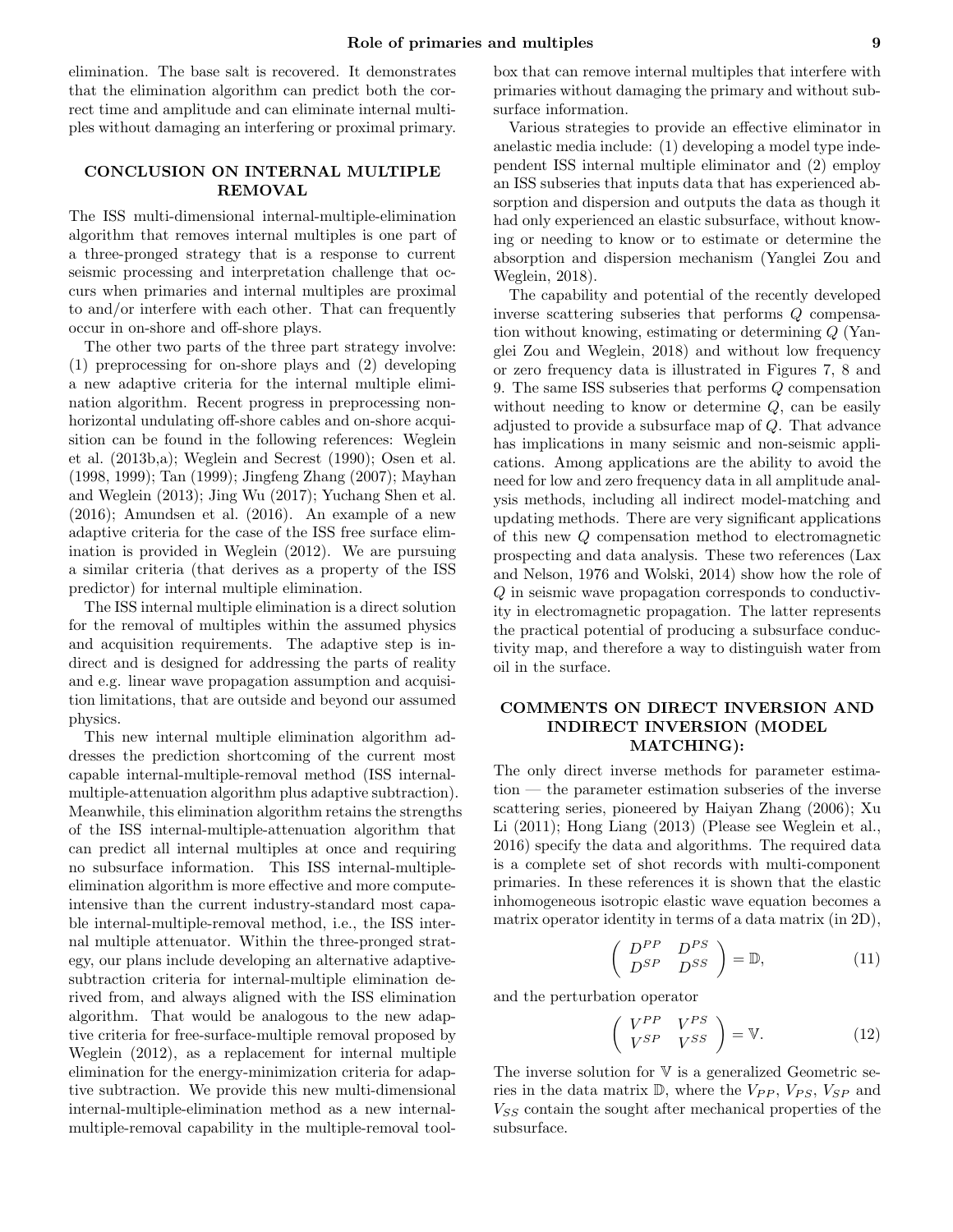elimination. The base salt is recovered. It demonstrates that the elimination algorithm can predict both the correct time and amplitude and can eliminate internal multiples without damaging an interfering or proximal primary.

## CONCLUSION ON INTERNAL MULTIPLE REMOVAL

The ISS multi-dimensional internal-multiple-elimination algorithm that removes internal multiples is one part of a three-pronged strategy that is a response to current seismic processing and interpretation challenge that occurs when primaries and internal multiples are proximal to and/or interfere with each other. That can frequently occur in on-shore and off-shore plays.

The other two parts of the three part strategy involve: (1) preprocessing for on-shore plays and (2) developing a new adaptive criteria for the internal multiple elimination algorithm. Recent progress in preprocessing non-horizontal undulating off-shore cables and on-shore acquisition can be found in the following references: Weglein et al. (2013b,a); Weglein and Secrest (1990); Osen et al. (1998, 1999); Tan (1999); Jingfeng Zhang (2007); Mayhan and Weglein (2013); Jing Wu (2017); Yuchang Shen et al. (2016); Amundsen et al. (2016). An example of a new adaptive criteria for the case of the ISS free surface elimination is provided in Weglein (2012). We are pursuing a similar criteria (that derives as a property of the ISS predictor) for internal multiple elimination.

The ISS internal multiple elimination is a direct solution for the removal of multiples within the assumed physics and acquisition requirements. The adaptive step is indirect and is designed for addressing the parts of reality and e.g. linear wave propagation assumption and acquisition limitations, that are outside and beyond our assumed physics.

This new internal multiple elimination algorithm addresses the prediction shortcoming of the current most capable internal-multiple-removal method (ISS internal-multiple-attenuation algorithm plus adaptive subtraction). Meanwhile, this elimination algorithm retains the strengths of the ISS internal-multiple-attenuation algorithm that can predict all internal multiples at once and requiring no subsurface information. This ISS internal-multiple-elimination algorithm is more effective and more compute-intensive than the current industry-standard most capable internal-multiple-removal method, i.e., the ISS internal multiple attenuator. Within the three-pronged strategy, our plans include developing an alternative adaptive-subtraction criteria for internal-multiple elimination derived from, and always aligned with the ISS elimination algorithm. That would be analogous to the new adaptive criteria for free-surface-multiple removal proposed by Weglein (2012), as a replacement for internal multiple elimination for the energy-minimization criteria for adaptive subtraction. We provide this new multi-dimensional internal-multiple-elimination method as a new internal-multiple-removal capability in the multiple-removal toolbox that can remove internal multiples that interfere with primaries without damaging the primary and without subsurface information.

Various strategies to provide an effective eliminator in anelastic media include: (1) developing a model type independent ISS internal multiple eliminator and (2) employ an ISS subseries that inputs data that has experienced absorption and dispersion and outputs the data as though it had only experienced an elastic subsurface, without knowing or needing to know or to estimate or determine the absorption and dispersion mechanism (Yanglei Zou and Weglein, 2018).

The capability and potential of the recently developed inverse scattering subseries that performs $Q$ compensation without knowing, estimating or determining $Q$ (Yanglei Zou and Weglein, 2018) and without low frequency or zero frequency data is illustrated in Figures 7, 8 and 9. The same ISS subseries that performs $Q$ compensation without needing to know or determine $Q$, can be easily adjusted to provide a subsurface map of $Q$. That advance has implications in many seismic and non-seismic applications. Among applications are the ability to avoid the need for low and zero frequency data in all amplitude analysis methods, including all indirect model-matching and updating methods. There are very significant applications of this new $Q$ compensation method to electromagnetic prospecting and data analysis. These two references (Lax and Nelson, 1976 and Wolski, 2014) show how the role of $Q$ in seismic wave propagation corresponds to conductivity in electromagnetic propagation. The latter represents the practical potential of producing a subsurface conductivity map, and therefore a way to distinguish water from oil in the surface.

## COMMENTS ON DIRECT INVERSION AND INDIRECT INVERSION (MODEL MATCHING):

The only direct inverse methods for parameter estimation — the parameter estimation subseries of the inverse scattering series, pioneered by Haiyan Zhang (2006); Xu Li (2011); Hong Liang (2013) (Please see Weglein et al., 2016) specify the data and algorithms. The required data is a complete set of shot records with multi-component primaries. In these references it is shown that the elastic inhomogeneous isotropic elastic wave equation becomes a matrix operator identity in terms of a data matrix (in 2D),

$$\begin{pmatrix} D^{PP} & D^{PS} \\ D^{SP} & D^{SS} \end{pmatrix} = \mathbb{D}, \tag{11}$$

and the perturbation operator

$$\begin{pmatrix} V^{PP} & V^{PS} \\ V^{SP} & V^{SS} \end{pmatrix} = \mathbb{V}. \tag{12}$$

The inverse solution for $\mathbb{V}$ is a generalized Geometric series in the data matrix $\mathbb{D}$, where the $V_{PP}$, $V_{PS}$, $V_{SP}$ and $V_{SS}$ contain the sought after mechanical properties of the subsurface.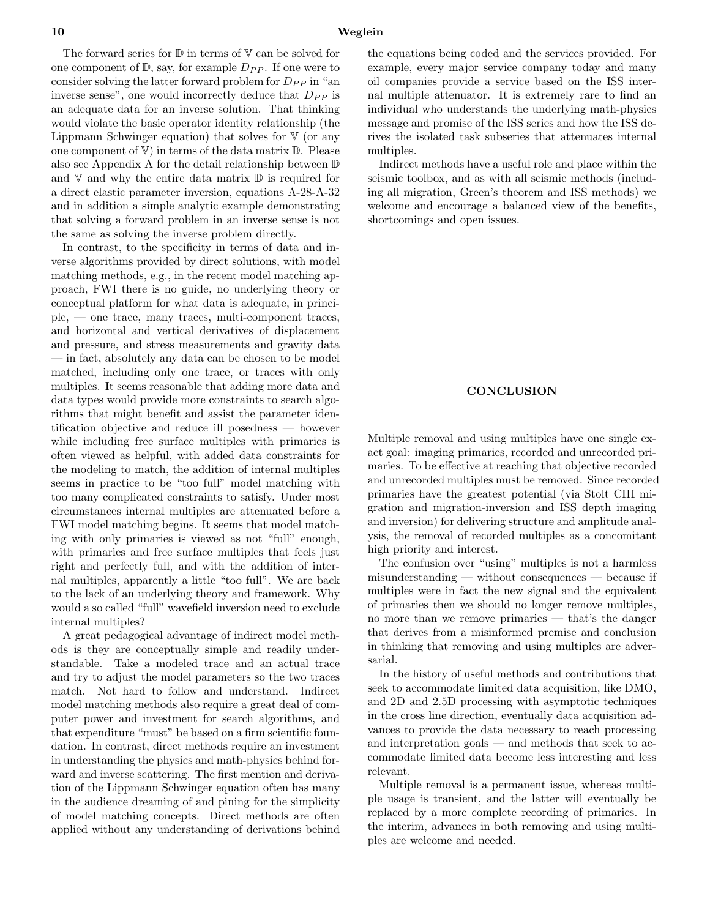The forward series for $\mathbb{D}$ in terms of $\mathbb{V}$ can be solved for one component of $\mathbb{D}$, say, for example $D_{PP}$. If one were to consider solving the latter forward problem for $D_{PP}$ in "an inverse sense", one would incorrectly deduce that $D_{PP}$ is an adequate data for an inverse solution. That thinking would violate the basic operator identity relationship (the Lippmann Schwinger equation) that solves for $\mathbb{V}$ (or any one component of $\mathbb{V}$) in terms of the data matrix $\mathbb{D}$. Please also see Appendix A for the detail relationship between $\mathbb{D}$ and $\mathbb{V}$ and why the entire data matrix $\mathbb{D}$ is required for a direct elastic parameter inversion, equations A-28-A-32 and in addition a simple analytic example demonstrating that solving a forward problem in an inverse sense is not the same as solving the inverse problem directly.

In contrast, to the specificity in terms of data and inverse algorithms provided by direct solutions, with model matching methods, e.g., in the recent model matching approach, FWI there is no guide, no underlying theory or conceptual platform for what data is adequate, in principle, — one trace, many traces, multi-component traces, and horizontal and vertical derivatives of displacement and pressure, and stress measurements and gravity data — in fact, absolutely any data can be chosen to be model matched, including only one trace, or traces with only multiples. It seems reasonable that adding more data and data types would provide more constraints to search algorithms that might benefit and assist the parameter identification objective and reduce ill posedness — however while including free surface multiples with primaries is often viewed as helpful, with added data constraints for the modeling to match, the addition of internal multiples seems in practice to be "too full" model matching with too many complicated constraints to satisfy. Under most circumstances internal multiples are attenuated before a FWI model matching begins. It seems that model matching with only primaries is viewed as not "full" enough, with primaries and free surface multiples that feels just right and perfectly full, and with the addition of internal multiples, apparently a little "too full". We are back to the lack of an underlying theory and framework. Why would a so called "full" wavefield inversion need to exclude internal multiples?

A great pedagogical advantage of indirect model methods is they are conceptually simple and readily understandable. Take a modeled trace and an actual trace and try to adjust the model parameters so the two traces match. Not hard to follow and understand. Indirect model matching methods also require a great deal of computer power and investment for search algorithms, and that expenditure "must" be based on a firm scientific foundation. In contrast, direct methods require an investment in understanding the physics and math-physics behind forward and inverse scattering. The first mention and derivation of the Lippmann Schwinger equation often has many in the audience dreaming of and pining for the simplicity of model matching concepts. Direct methods are often applied without any understanding of derivations behind the equations being coded and the services provided. For example, every major service company today and many oil companies provide a service based on the ISS internal multiple attenuator. It is extremely rare to find an individual who understands the underlying math-physics message and promise of the ISS series and how the ISS derives the isolated task subseries that attenuates internal multiples.

Indirect methods have a useful role and place within the seismic toolbox, and as with all seismic methods (including all migration, Green's theorem and ISS methods) we welcome and encourage a balanced view of the benefits, shortcomings and open issues.

## CONCLUSION

Multiple removal and using multiples have one single exact goal: imaging primaries, recorded and unrecorded primaries. To be effective at reaching that objective recorded and unrecorded multiples must be removed. Since recorded primaries have the greatest potential (via Stolt CIII migration and migration-inversion and ISS depth imaging and inversion) for delivering structure and amplitude analysis, the removal of recorded multiples as a concomitant high priority and interest.

The confusion over "using" multiples is not a harmless misunderstanding — without consequences — because if multiples were in fact the new signal and the equivalent of primaries then we should no longer remove multiples, no more than we remove primaries — that's the danger that derives from a misinformed premise and conclusion in thinking that removing and using multiples are adversarial.

In the history of useful methods and contributions that seek to accommodate limited data acquisition, like DMO, and 2D and 2.5D processing with asymptotic techniques in the cross line direction, eventually data acquisition advances to provide the data necessary to reach processing and interpretation goals — and methods that seek to accommodate limited data become less interesting and less relevant.

Multiple removal is a permanent issue, whereas multiple usage is transient, and the latter will eventually be replaced by a more complete recording of primaries. In the interim, advances in both removing and using multiples are welcome and needed.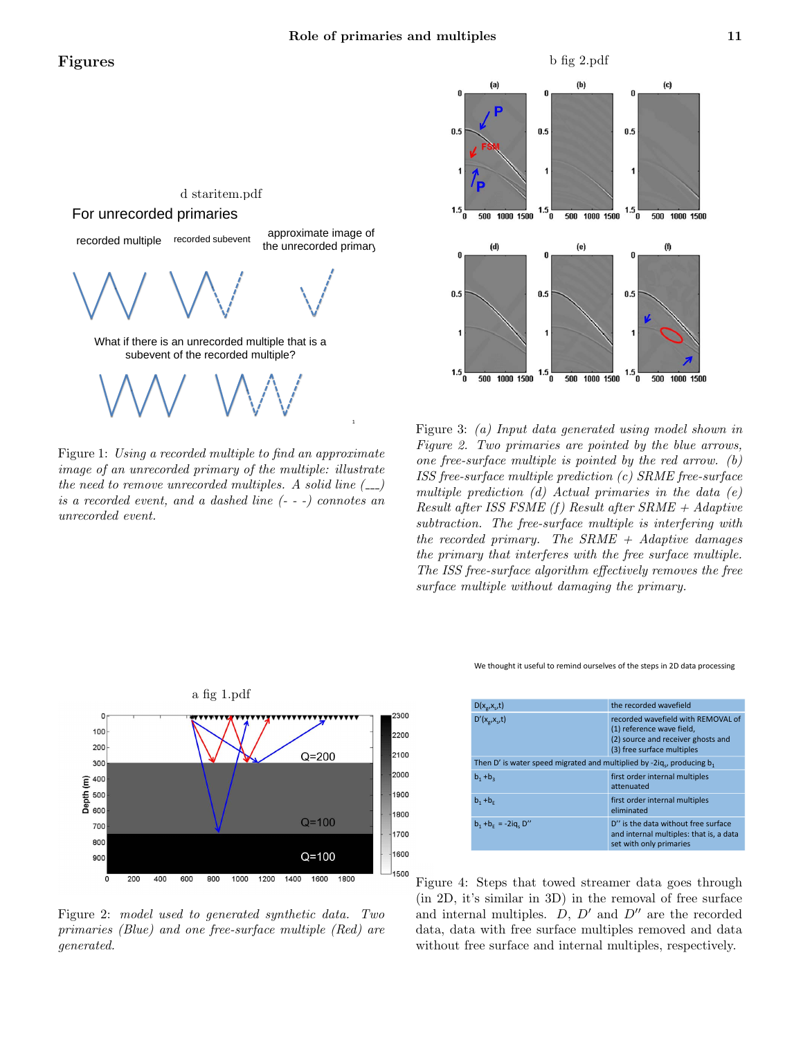# Figures

d staritem.pdf

For unrecorded primaries

recorded multiple — recorded subevent — approximate image of the unrecorded primary

What if there is an unrecorded multiple that is a subevent of the recorded multiple?

Figure 1: *Using a recorded multiple to find an approximate image of an unrecorded primary of the multiple: illustrate the need to remove unrecorded multiples. A solid line (\_\_\_) is a recorded event, and a dashed line (- - -) connotes an unrecorded event.*

b fig 2.pdf

Figure 3: *(a) Input data generated using model shown in Figure 2. Two primaries are pointed by the blue arrows, one free-surface multiple is pointed by the red arrow. (b) ISS free-surface multiple prediction (c) SRME free-surface multiple prediction (d) Actual primaries in the data (e) Result after ISS FSME (f) Result after SRME + Adaptive subtraction. The free-surface multiple is interfering with the recorded primary. The SRME + Adaptive damages the primary that interferes with the free surface multiple. The ISS free-surface algorithm effectively removes the free surface multiple without damaging the primary.*

a fig 1.pdf

Figure 2: *model used to generated synthetic data. Two primaries (Blue) and one free-surface multiple (Red) are generated.*

We thought it useful to remind ourselves of the steps in 2D data processing

| $D(x_g,x_s,t)$ | the recorded wavefield |
|---|---|
| $D'(x_g,x_s,t)$ | recorded wavefield with REMOVAL of (1) reference wave field, (2) source and receiver ghosts and (3) free surface multiples |
| Then D' is water speed migrated and multiplied by $-2iq_s$, producing $b_1$ | |
| $b_1 + b_3$ | first order internal multiples attenuated |
| $b_1 + b_E$ | first order internal multiples eliminated |
| $b_1 + b_E = -2iq_s D''$ | D'' is the data without free surface and internal multiples: that is, a data set with only primaries |

Figure 4: Steps that towed streamer data goes through (in 2D, it's similar in 3D) in the removal of free surface and internal multiples. $D$, $D'$ and $D''$ are the recorded data, data with free surface multiples removed and data without free surface and internal multiples, respectively.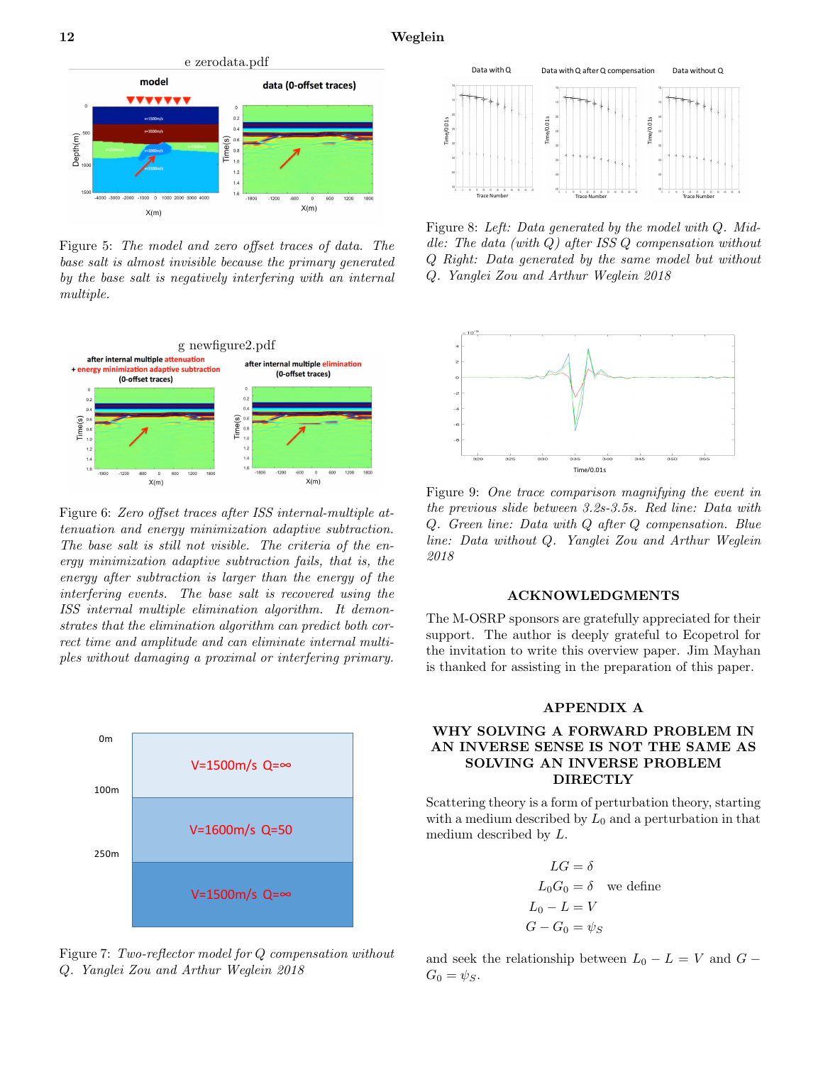Figure 5: *The model and zero offset traces of data. The base salt is almost invisible because the primary generated by the base salt is negatively interfering with an internal multiple.*

Figure 6: *Zero offset traces after ISS internal-multiple attenuation and energy minimization adaptive subtraction. The base salt is still not visible. The criteria of the energy minimization adaptive subtraction fails, that is, the energy after subtraction is larger than the energy of the interfering events. The base salt is recovered using the ISS internal multiple elimination algorithm. It demonstrates that the elimination algorithm can predict both correct time and amplitude and can eliminate internal multiples without damaging a proximal or interfering primary.*

Figure 7: *Two-reflector model for Q compensation without Q. Yanglei Zou and Arthur Weglein 2018*

Figure 8: *Left: Data generated by the model with Q. Middle: The data (with Q) after ISS Q compensation without Q Right: Data generated by the same model but without Q. Yanglei Zou and Arthur Weglein 2018*

Figure 9: *One trace comparison magnifying the event in the previous slide between 3.2s-3.5s. Red line: Data with Q. Green line: Data with Q after Q compensation. Blue line: Data without Q. Yanglei Zou and Arthur Weglein 2018*

## ACKNOWLEDGMENTS

The M-OSRP sponsors are gratefully appreciated for their support. The author is deeply grateful to Ecopetrol for the invitation to write this overview paper. Jim Mayhan is thanked for assisting in the preparation of this paper.

## APPENDIX A

## WHY SOLVING A FORWARD PROBLEM IN AN INVERSE SENSE IS NOT THE SAME AS SOLVING AN INVERSE PROBLEM DIRECTLY

Scattering theory is a form of perturbation theory, starting with a medium described by $L_0$ and a perturbation in that medium described by $L$.

$$
\begin{aligned}
LG &= \delta \\
L_0 G_0 &= \delta \quad \text{we define} \\
L_0 - L &= V \\
G - G_0 &= \psi_S
\end{aligned}
$$

and seek the relationship between $L_0 - L = V$ and $G - G_0 = \psi_S$.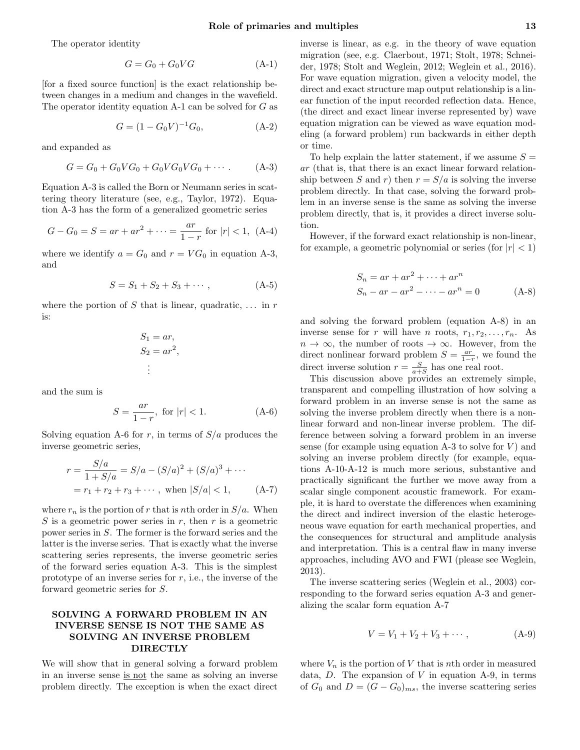The operator identity

$$G = G_0 + G_0 V G \tag{A-1}$$

[for a fixed source function] is the exact relationship between changes in a medium and changes in the wavefield. The operator identity equation A-1 can be solved for $G$ as

$$G = (1 - G_0 V)^{-1} G_0, \tag{A-2}$$

and expanded as

$$G = G_0 + G_0 V G_0 + G_0 V G_0 V G_0 + \cdots . \tag{A-3}$$

Equation A-3 is called the Born or Neumann series in scattering theory literature (see, e.g., Taylor, 1972). Equation A-3 has the form of a generalized geometric series

$$G - G_0 = S = ar + ar^2 + \cdots = \frac{ar}{1-r} \text{ for } |r| < 1, \tag{A-4}$$

where we identify $a = G_0$ and $r = VG_0$ in equation A-3, and

$$S = S_1 + S_2 + S_3 + \cdots , \tag{A-5}$$

where the portion of $S$ that is linear, quadratic, ... in $r$ is:

$$S_1 = ar,$$
$$S_2 = ar^2,$$
$$\vdots$$

and the sum is

$$S = \frac{ar}{1-r}, \text{ for } |r| < 1. \tag{A-6}$$

Solving equation A-6 for $r$, in terms of $S/a$ produces the inverse geometric series,

$$\begin{aligned} r &= \frac{S/a}{1 + S/a} = S/a - (S/a)^2 + (S/a)^3 + \cdots \\ &= r_1 + r_2 + r_3 + \cdots , \text{ when } |S/a| < 1, \end{aligned} \tag{A-7}$$

where $r_n$ is the portion of $r$ that is $n$th order in $S/a$. When $S$ is a geometric power series in $r$, then $r$ is a geometric power series in $S$. The former is the forward series and the latter is the inverse series. That is exactly what the inverse scattering series represents, the inverse geometric series of the forward series equation A-3. This is the simplest prototype of an inverse series for $r$, i.e., the inverse of the forward geometric series for $S$.

## SOLVING A FORWARD PROBLEM IN AN INVERSE SENSE IS NOT THE SAME AS SOLVING AN INVERSE PROBLEM DIRECTLY

We will show that in general solving a forward problem in an inverse sense is not the same as solving an inverse problem directly. The exception is when the exact direct inverse is linear, as e.g. in the theory of wave equation migration (see, e.g. Claerbout, 1971; Stolt, 1978; Schneider, 1978; Stolt and Weglein, 2012; Weglein et al., 2016). For wave equation migration, given a velocity model, the direct and exact structure map output relationship is a linear function of the input recorded reflection data. Hence, (the direct and exact linear inverse represented by) wave equation migration can be viewed as wave equation modeling (a forward problem) run backwards in either depth or time.

To help explain the latter statement, if we assume $S = ar$ (that is, that there is an exact linear forward relationship between $S$ and $r$) then $r = S/a$ is solving the inverse problem directly. In that case, solving the forward problem in an inverse sense is the same as solving the inverse problem directly, that is, it provides a direct inverse solution.

However, if the forward exact relationship is non-linear, for example, a geometric polynomial or series (for $|r| < 1$)

$$\begin{aligned} &S_n = ar + ar^2 + \cdots + ar^n \\ &S_n - ar - ar^2 - \cdots - ar^n = 0 \end{aligned} \tag{A-8}$$

and solving the forward problem (equation A-8) in an inverse sense for $r$ will have $n$ roots, $r_1, r_2, \ldots, r_n$. As $n \to \infty$, the number of roots $\to \infty$. However, from the direct nonlinear forward problem $S = \frac{ar}{1-r}$, we found the direct inverse solution $r = \frac{S}{a+S}$ has one real root.

This discussion above provides an extremely simple, transparent and compelling illustration of how solving a forward problem in an inverse sense is not the same as solving the inverse problem directly when there is a nonlinear forward and non-linear inverse problem. The difference between solving a forward problem in an inverse sense (for example using equation A-3 to solve for $V$) and solving an inverse problem directly (for example, equations A-10-A-12 is much more serious, substantive and practically significant the further we move away from a scalar single component acoustic framework. For example, it is hard to overstate the differences when examining the direct and indirect inversion of the elastic heterogeneous wave equation for earth mechanical properties, and the consequences for structural and amplitude analysis and interpretation. This is a central flaw in many inverse approaches, including AVO and FWI (please see Weglein, 2013).

The inverse scattering series (Weglein et al., 2003) corresponding to the forward series equation A-3 and generalizing the scalar form equation A-7

$$V = V_1 + V_2 + V_3 + \cdots , \tag{A-9}$$

where $V_n$ is the portion of $V$ that is $n$th order in measured data, $D$. The expansion of $V$ in equation A-9, in terms of $G_0$ and $D = (G - G_0)_{ms}$, the inverse scattering series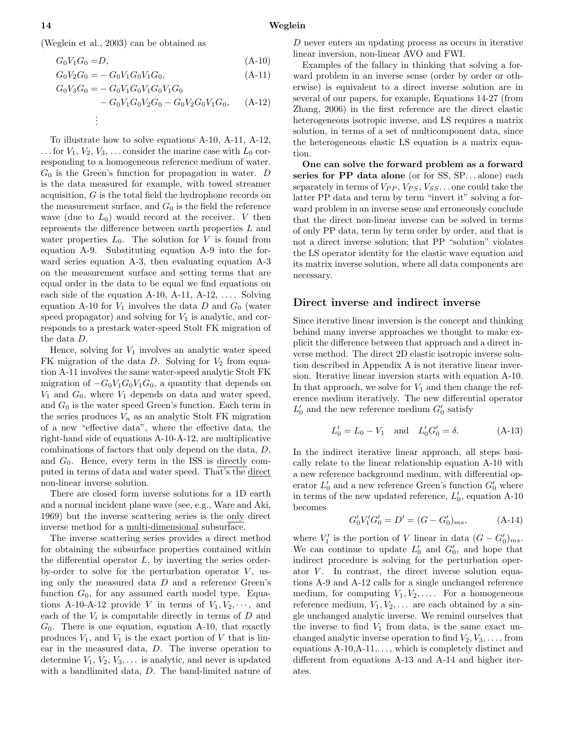(Weglein et al., 2003) can be obtained as

$$G_0 V_1 G_0 = D, \tag{A-10}$$

$$G_0 V_2 G_0 = -G_0 V_1 G_0 V_1 G_0, \tag{A-11}$$

$$G_0 V_3 G_0 = -G_0 V_1 G_0 V_1 G_0 V_1 G_0 - G_0 V_1 G_0 V_2 G_0 - G_0 V_2 G_0 V_1 G_0, \tag{A-12}$$

$$\vdots$$

To illustrate how to solve equations A-10, A-11, A-12, ... for $V_1$, $V_2$, $V_3$, ... consider the marine case with $L_0$ corresponding to a homogeneous reference medium of water. $G_0$ is the Green's function for propagation in water. $D$ is the data measured for example, with towed streamer acquisition, $G$ is the total field the hydrophone records on the measurement surface, and $G_0$ is the field the reference wave (due to $L_0$) would record at the receiver. $V$ then represents the difference between earth properties $L$ and water properties $L_0$. The solution for $V$ is found from equation A-9. Substituting equation A-9 into the forward series equation A-3, then evaluating equation A-3 on the measurement surface and setting terms that are equal order in the data to be equal we find equations on each side of the equation A-10, A-11, A-12, .... Solving equation A-10 for $V_1$ involves the data $D$ and $G_0$ (water speed propagator) and solving for $V_1$ is analytic, and corresponds to a prestack water-speed Stolt FK migration of the data $D$.

Hence, solving for $V_1$ involves an analytic water speed FK migration of the data $D$. Solving for $V_2$ from equation A-11 involves the same water-speed analytic Stolt FK migration of $-G_0 V_1 G_0 V_1 G_0$, a quantity that depends on $V_1$ and $G_0$, where $V_1$ depends on data and water speed, and $G_0$ is the water speed Green's function. Each term in the series produces $V_n$ as an analytic Stolt FK migration of a new "effective data", where the effective data, the right-hand side of equations A-10-A-12, are multiplicative combinations of factors that only depend on the data, $D$, and $G_0$. Hence, every term in the ISS is directly computed in terms of data and water speed. That's the direct non-linear inverse solution.

There are closed form inverse solutions for a 1D earth and a normal incident plane wave (see, e.g., Ware and Aki, 1969) but the inverse scattering series is the only direct inverse method for a multi-dimensional subsurface.

The inverse scattering series provides a direct method for obtaining the subsurface properties contained within the differential operator $L$, by inverting the series order-by-order to solve for the perturbation operator $V$, using only the measured data $D$ and a reference Green's function $G_0$, for any assumed earth model type. Equations A-10-A-12 provide $V$ in terms of $V_1, V_2, \cdots$, and each of the $V_i$ is computable directly in terms of $D$ and $G_0$. There is one equation, equation A-10, that exactly produces $V_1$, and $V_1$ is the exact portion of $V$ that is linear in the measured data, $D$. The inverse operation to determine $V_1$, $V_2$, $V_3$, ... is analytic, and never is updated with a bandlimited data, $D$. The band-limited nature of $D$ never enters an updating process as occurs in iterative linear inversion, non-linear AVO and FWI.

Examples of the fallacy in thinking that solving a forward problem in an inverse sense (order by order or otherwise) is equivalent to a direct inverse solution are in several of our papers, for example, Equations 14-27 (from Zhang, 2006) in the first reference are the direct elastic heterogeneous isotropic inverse, and LS requires a matrix solution, in terms of a set of multicomponent data, since the heterogeneous elastic LS equation is a matrix equation.

**One can solve the forward problem as a forward series for PP data alone** (or for SS, SP... alone) each separately in terms of $V_{PP}$, $V_{PS}$, $V_{SS}$... one could take the latter PP data and term by term "invert it" solving a forward problem in an inverse sense and erroneously conclude that the direct non-linear inverse can be solved in terms of only PP data, term by term order by order, and that is not a direct inverse solution; that PP "solution" violates the LS operator identity for the elastic wave equation and its matrix inverse solution, where all data components are necessary.

## Direct inverse and indirect inverse

Since iterative linear inversion is the concept and thinking behind many inverse approaches we thought to make explicit the difference between that approach and a direct inverse method. The direct 2D elastic isotropic inverse solution described in Appendix A is not iterative linear inversion. Iterative linear inversion starts with equation A-10. In that approach, we solve for $V_1$ and then change the reference medium iteratively. The new differential operator $L_0'$ and the new reference medium $G_0'$ satisfy

$$L_0' = L_0 - V_1 \quad \text{and} \quad L_0' G_0' = \delta. \tag{A-13}$$

In the indirect iterative linear approach, all steps basically relate to the linear relationship equation A-10 with a new reference background medium, with differential operator $L_0'$ and a new reference Green's function $G_0'$ where in terms of the new updated reference, $L_0'$, equation A-10 becomes

$$G_0' V_1' G_0' = D' = (G - G_0')_{ms}, \tag{A-14}$$

where $V_1'$ is the portion of $V$ linear in data $(G - G_0')_{ms}$. We can continue to update $L_0'$ and $G_0'$, and hope that indirect procedure is solving for the perturbation operator $V$. In contrast, the direct inverse solution equations A-9 and A-12 calls for a single unchanged reference medium, for computing $V_1, V_2, \ldots$. For a homogeneous reference medium, $V_1, V_2, \ldots$ are each obtained by a single unchanged analytic inverse. We remind ourselves that the inverse to find $V_1$ from data, is the same exact unchanged analytic inverse operation to find $V_2, V_3, \ldots$, from equations A-10,A-11,..., which is completely distinct and different from equations A-13 and A-14 and higher iterates.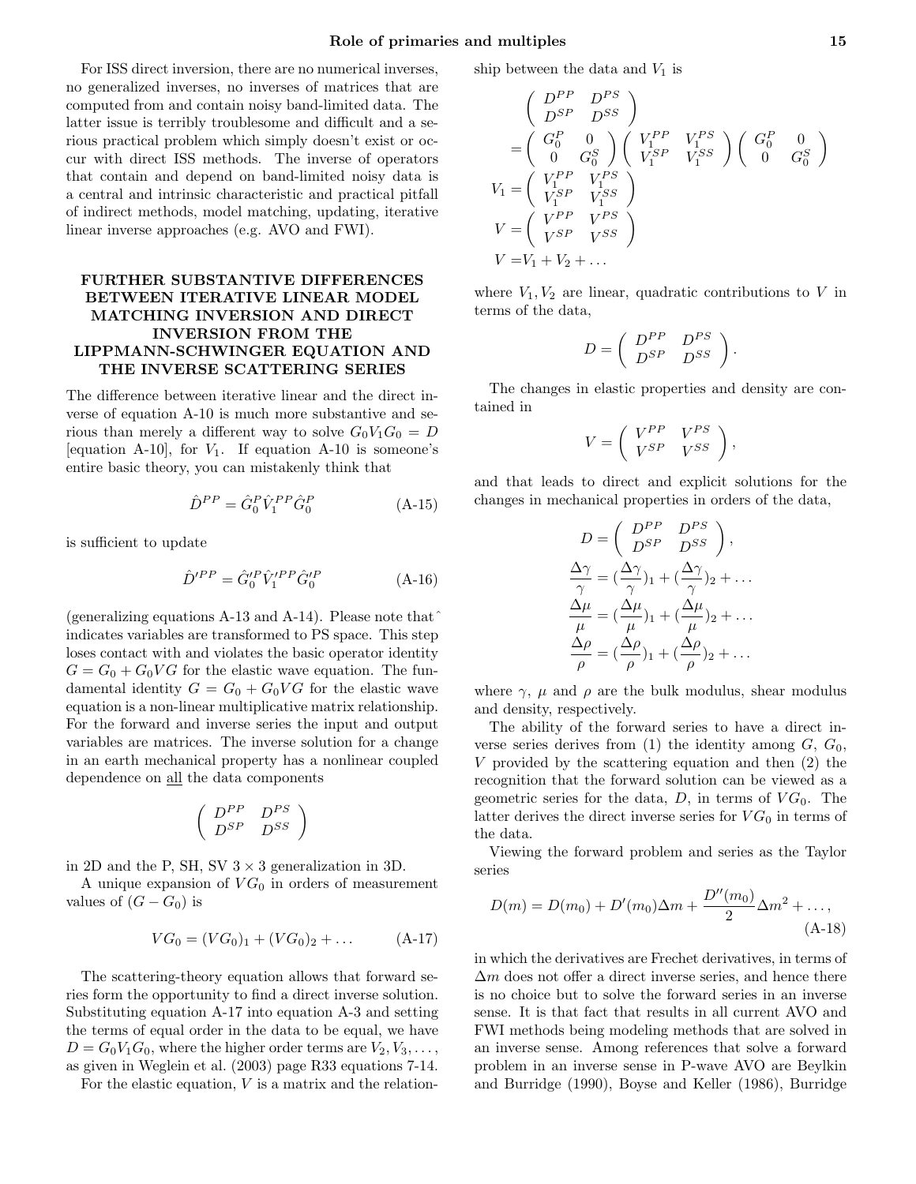For ISS direct inversion, there are no numerical inverses, no generalized inverses, no inverses of matrices that are computed from and contain noisy band-limited data. The latter issue is terribly troublesome and difficult and a serious practical problem which simply doesn't exist or occur with direct ISS methods. The inverse of operators that contain and depend on band-limited noisy data is a central and intrinsic characteristic and practical pitfall of indirect methods, model matching, updating, iterative linear inverse approaches (e.g. AVO and FWI).

## FURTHER SUBSTANTIVE DIFFERENCES BETWEEN ITERATIVE LINEAR MODEL MATCHING INVERSION AND DIRECT INVERSION FROM THE LIPPMANN-SCHWINGER EQUATION AND THE INVERSE SCATTERING SERIES

The difference between iterative linear and the direct inverse of equation A-10 is much more substantive and serious than merely a different way to solve $G_0 V_1 G_0 = D$ [equation A-10], for $V_1$. If equation A-10 is someone's entire basic theory, you can mistakenly think that

$$\hat{D}^{PP} = \hat{G}_0^P \hat{V}_1^{PP} \hat{G}_0^P \tag{A-15}$$

is sufficient to update

$$\hat{D}'^{PP} = \hat{G}_0'^P \hat{V}_1'^{PP} \hat{G}_0'^P \tag{A-16}$$

(generalizing equations A-13 and A-14). Please note that ^ indicates variables are transformed to PS space. This step loses contact with and violates the basic operator identity $G = G_0 + G_0 V G$ for the elastic wave equation. The fundamental identity $G = G_0 + G_0 V G$ for the elastic wave equation is a non-linear multiplicative matrix relationship. For the forward and inverse series the input and output variables are matrices. The inverse solution for a change in an earth mechanical property has a nonlinear coupled dependence on <u>all</u> the data components

$$\begin{pmatrix} D^{PP} & D^{PS} \\ D^{SP} & D^{SS} \end{pmatrix}$$

in 2D and the P, SH, SV $3 \times 3$ generalization in 3D.

A unique expansion of $VG_0$ in orders of measurement values of $(G - G_0)$ is

$$VG_0 = (VG_0)_1 + (VG_0)_2 + \dots \tag{A-17}$$

The scattering-theory equation allows that forward series form the opportunity to find a direct inverse solution. Substituting equation A-17 into equation A-3 and setting the terms of equal order in the data to be equal, we have $D = G_0 V_1 G_0$, where the higher order terms are $V_2, V_3, \dots$, as given in Weglein et al. (2003) page R33 equations 7-14.

For the elastic equation, $V$ is a matrix and the relationship between the data and $V_1$ is

$$\begin{aligned}
&\begin{pmatrix} D^{PP} & D^{PS} \\ D^{SP} & D^{SS} \end{pmatrix} \\
&= \begin{pmatrix} G_0^P & 0 \\ 0 & G_0^S \end{pmatrix} \begin{pmatrix} V_1^{PP} & V_1^{PS} \\ V_1^{SP} & V_1^{SS} \end{pmatrix} \begin{pmatrix} G_0^P & 0 \\ 0 & G_0^S \end{pmatrix} \\
V_1 &= \begin{pmatrix} V_1^{PP} & V_1^{PS} \\ V_1^{SP} & V_1^{SS} \end{pmatrix} \\
V &= \begin{pmatrix} V^{PP} & V^{PS} \\ V^{SP} & V^{SS} \end{pmatrix} \\
V &= V_1 + V_2 + \dots
\end{aligned}$$

where $V_1, V_2$ are linear, quadratic contributions to $V$ in terms of the data,

$$D = \begin{pmatrix} D^{PP} & D^{PS} \\ D^{SP} & D^{SS} \end{pmatrix}.$$

The changes in elastic properties and density are contained in

$$V = \begin{pmatrix} V^{PP} & V^{PS} \\ V^{SP} & V^{SS} \end{pmatrix},$$

and that leads to direct and explicit solutions for the changes in mechanical properties in orders of the data,

$$\begin{aligned}
D &= \begin{pmatrix} D^{PP} & D^{PS} \\ D^{SP} & D^{SS} \end{pmatrix}, \\
\frac{\Delta\gamma}{\gamma} &= (\frac{\Delta\gamma}{\gamma})_1 + (\frac{\Delta\gamma}{\gamma})_2 + \dots \\
\frac{\Delta\mu}{\mu} &= (\frac{\Delta\mu}{\mu})_1 + (\frac{\Delta\mu}{\mu})_2 + \dots \\
\frac{\Delta\rho}{\rho} &= (\frac{\Delta\rho}{\rho})_1 + (\frac{\Delta\rho}{\rho})_2 + \dots
\end{aligned}$$

where $\gamma$, $\mu$ and $\rho$ are the bulk modulus, shear modulus and density, respectively.

The ability of the forward series to have a direct inverse series derives from (1) the identity among $G$, $G_0$, $V$ provided by the scattering equation and then (2) the recognition that the forward solution can be viewed as a geometric series for the data, $D$, in terms of $VG_0$. The latter derives the direct inverse series for $VG_0$ in terms of the data.

Viewing the forward problem and series as the Taylor series

$$D(m) = D(m_0) + D'(m_0)\Delta m + \frac{D''(m_0)}{2}\Delta m^2 + \dots, \tag{A-18}$$

in which the derivatives are Frechet derivatives, in terms of $\Delta m$ does not offer a direct inverse series, and hence there is no choice but to solve the forward series in an inverse sense. It is that fact that results in all current AVO and FWI methods being modeling methods that are solved in an inverse sense. Among references that solve a forward problem in an inverse sense in P-wave AVO are Beylkin and Burridge (1990), Boyse and Keller (1986), Burridge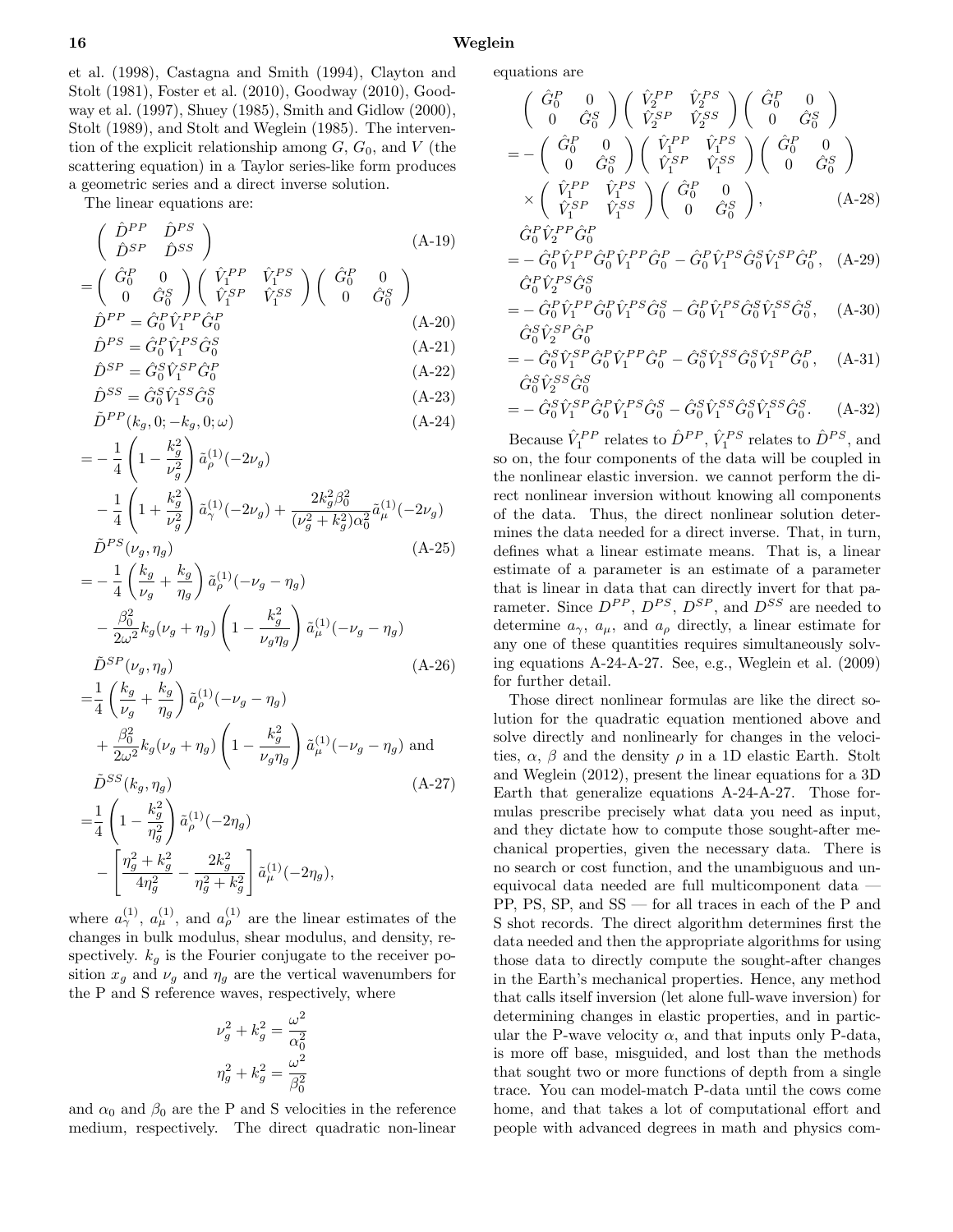et al. (1998), Castagna and Smith (1994), Clayton and Stolt (1981), Foster et al. (2010), Goodway (2010), Goodway et al. (1997), Shuey (1985), Smith and Gidlow (2000), Stolt (1989), and Stolt and Weglein (1985). The intervention of the explicit relationship among $G$, $G_0$, and $V$ (the scattering equation) in a Taylor series-like form produces a geometric series and a direct inverse solution.

The linear equations are:

$$\begin{pmatrix} \hat{D}^{PP} & \hat{D}^{PS} \\ \hat{D}^{SP} & \hat{D}^{SS} \end{pmatrix} \tag{A-19}$$

$$= \begin{pmatrix} \hat{G}_0^P & 0 \\ 0 & \hat{G}_0^S \end{pmatrix} \begin{pmatrix} \hat{V}_1^{PP} & \hat{V}_1^{PS} \\ \hat{V}_1^{SP} & \hat{V}_1^{SS} \end{pmatrix} \begin{pmatrix} \hat{G}_0^P & 0 \\ 0 & \hat{G}_0^S \end{pmatrix}$$

$$\hat{D}^{PP} = \hat{G}_0^P \hat{V}_1^{PP} \hat{G}_0^P \tag{A-20}$$

$$\hat{D}^{PS} = \hat{G}_0^P \hat{V}_1^{PS} \hat{G}_0^S \tag{A-21}$$

$$\hat{D}^{SP} = \hat{G}_0^S \hat{V}_1^{SP} \hat{G}_0^P \tag{A-22}$$

$$\hat{D}^{SS} = \hat{G}_0^S \hat{V}_1^{SS} \hat{G}_0^S \tag{A-23}$$

$$\tilde{D}^{PP}(k_g, 0; -k_g, 0; \omega) \tag{A-24}$$

$$= -\frac{1}{4}\left(1 - \frac{k_g^2}{\nu_g^2}\right)\tilde{a}_\rho^{(1)}(-2\nu_g) - \frac{1}{4}\left(1 + \frac{k_g^2}{\nu_g^2}\right)\tilde{a}_\gamma^{(1)}(-2\nu_g) + \frac{2k_g^2\beta_0^2}{(\nu_g^2 + k_g^2)\alpha_0^2}\tilde{a}_\mu^{(1)}(-2\nu_g)$$

$$\tilde{D}^{PS}(\nu_g, \eta_g) \tag{A-25}$$

$$= -\frac{1}{4}\left(\frac{k_g}{\nu_g} + \frac{k_g}{\eta_g}\right)\tilde{a}_\rho^{(1)}(-\nu_g - \eta_g) - \frac{\beta_0^2}{2\omega^2}k_g(\nu_g + \eta_g)\left(1 - \frac{k_g^2}{\nu_g \eta_g}\right)\tilde{a}_\mu^{(1)}(-\nu_g - \eta_g)$$

$$\tilde{D}^{SP}(\nu_g, \eta_g) \tag{A-26}$$

$$= \frac{1}{4}\left(\frac{k_g}{\nu_g} + \frac{k_g}{\eta_g}\right)\tilde{a}_\rho^{(1)}(-\nu_g - \eta_g) + \frac{\beta_0^2}{2\omega^2}k_g(\nu_g + \eta_g)\left(1 - \frac{k_g^2}{\nu_g \eta_g}\right)\tilde{a}_\mu^{(1)}(-\nu_g - \eta_g) \text{ and}$$

$$\tilde{D}^{SS}(k_g, \eta_g) \tag{A-27}$$

$$= \frac{1}{4}\left(1 - \frac{k_g^2}{\eta_g^2}\right)\tilde{a}_\rho^{(1)}(-2\eta_g) - \left[\frac{\eta_g^2 + k_g^2}{4\eta_g^2} - \frac{2k_g^2}{\eta_g^2 + k_g^2}\right]\tilde{a}_\mu^{(1)}(-2\eta_g),$$

where $a_\gamma^{(1)}$, $a_\mu^{(1)}$, and $a_\rho^{(1)}$ are the linear estimates of the changes in bulk modulus, shear modulus, and density, respectively. $k_g$ is the Fourier conjugate to the receiver position $x_g$ and $\nu_g$ and $\eta_g$ are the vertical wavenumbers for the P and S reference waves, respectively, where

$$\nu_g^2 + k_g^2 = \frac{\omega^2}{\alpha_0^2}$$

$$\eta_g^2 + k_g^2 = \frac{\omega^2}{\beta_0^2}$$

and $\alpha_0$ and $\beta_0$ are the P and S velocities in the reference medium, respectively. The direct quadratic non-linear equations are

$$\begin{pmatrix} \hat{G}_0^P & 0 \\ 0 & \hat{G}_0^S \end{pmatrix} \begin{pmatrix} \hat{V}_2^{PP} & \hat{V}_2^{PS} \\ \hat{V}_2^{SP} & \hat{V}_2^{SS} \end{pmatrix} \begin{pmatrix} \hat{G}_0^P & 0 \\ 0 & \hat{G}_0^S \end{pmatrix}$$

$$= -\begin{pmatrix} \hat{G}_0^P & 0 \\ 0 & \hat{G}_0^S \end{pmatrix} \begin{pmatrix} \hat{V}_1^{PP} & \hat{V}_1^{PS} \\ \hat{V}_1^{SP} & \hat{V}_1^{SS} \end{pmatrix} \begin{pmatrix} \hat{G}_0^P & 0 \\ 0 & \hat{G}_0^S \end{pmatrix} \times \begin{pmatrix} \hat{V}_1^{PP} & \hat{V}_1^{PS} \\ \hat{V}_1^{SP} & \hat{V}_1^{SS} \end{pmatrix} \begin{pmatrix} \hat{G}_0^P & 0 \\ 0 & \hat{G}_0^S \end{pmatrix}, \tag{A-28}$$

$$\hat{G}_0^P \hat{V}_2^{PP} \hat{G}_0^P = -\hat{G}_0^P \hat{V}_1^{PP} \hat{G}_0^P \hat{V}_1^{PP} \hat{G}_0^P - \hat{G}_0^P \hat{V}_1^{PS} \hat{G}_0^S \hat{V}_1^{SP} \hat{G}_0^P, \tag{A-29}$$

$$\hat{G}_0^P \hat{V}_2^{PS} \hat{G}_0^S = -\hat{G}_0^P \hat{V}_1^{PP} \hat{G}_0^P \hat{V}_1^{PS} \hat{G}_0^S - \hat{G}_0^P \hat{V}_1^{PS} \hat{G}_0^S \hat{V}_1^{SS} \hat{G}_0^S, \tag{A-30}$$

$$\hat{G}_0^S \hat{V}_2^{SP} \hat{G}_0^P = -\hat{G}_0^S \hat{V}_1^{SP} \hat{G}_0^P \hat{V}_1^{PP} \hat{G}_0^P - \hat{G}_0^S \hat{V}_1^{SS} \hat{G}_0^S \hat{V}_1^{SP} \hat{G}_0^P, \tag{A-31}$$

$$\hat{G}_0^S \hat{V}_2^{SS} \hat{G}_0^S = -\hat{G}_0^S \hat{V}_1^{SP} \hat{G}_0^P \hat{V}_1^{PS} \hat{G}_0^S - \hat{G}_0^S \hat{V}_1^{SS} \hat{G}_0^S \hat{V}_1^{SS} \hat{G}_0^S. \tag{A-32}$$

Because $\hat{V}_1^{PP}$ relates to $\hat{D}^{PP}$, $\hat{V}_1^{PS}$ relates to $\hat{D}^{PS}$, and so on, the four components of the data will be coupled in the nonlinear elastic inversion. we cannot perform the direct nonlinear inversion without knowing all components of the data. Thus, the direct nonlinear solution determines the data needed for a direct inverse. That, in turn, defines what a linear estimate means. That is, a linear estimate of a parameter is an estimate of a parameter that is linear in data that can directly invert for that parameter. Since $D^{PP}$, $D^{PS}$, $D^{SP}$, and $D^{SS}$ are needed to determine $a_\gamma$, $a_\mu$, and $a_\rho$ directly, a linear estimate for any one of these quantities requires simultaneously solving equations A-24-A-27. See, e.g., Weglein et al. (2009) for further detail.

Those direct nonlinear formulas are like the direct solution for the quadratic equation mentioned above and solve directly and nonlinearly for changes in the velocities, $\alpha$, $\beta$ and the density $\rho$ in a 1D elastic Earth. Stolt and Weglein (2012), present the linear equations for a 3D Earth that generalize equations A-24-A-27. Those formulas prescribe precisely what data you need as input, and they dictate how to compute those sought-after mechanical properties, given the necessary data. There is no search or cost function, and the unambiguous and unequivocal data needed are full multicomponent data — PP, PS, SP, and SS — for all traces in each of the P and S shot records. The direct algorithm determines first the data needed and then the appropriate algorithms for using those data to directly compute the sought-after changes in the Earth's mechanical properties. Hence, any method that calls itself inversion (let alone full-wave inversion) for determining changes in elastic properties, and in particular the P-wave velocity $\alpha$, and that inputs only P-data, is more off base, misguided, and lost than the methods that sought two or more functions of depth from a single trace. You can model-match P-data until the cows come home, and that takes a lot of computational effort and people with advanced degrees in math and physics com-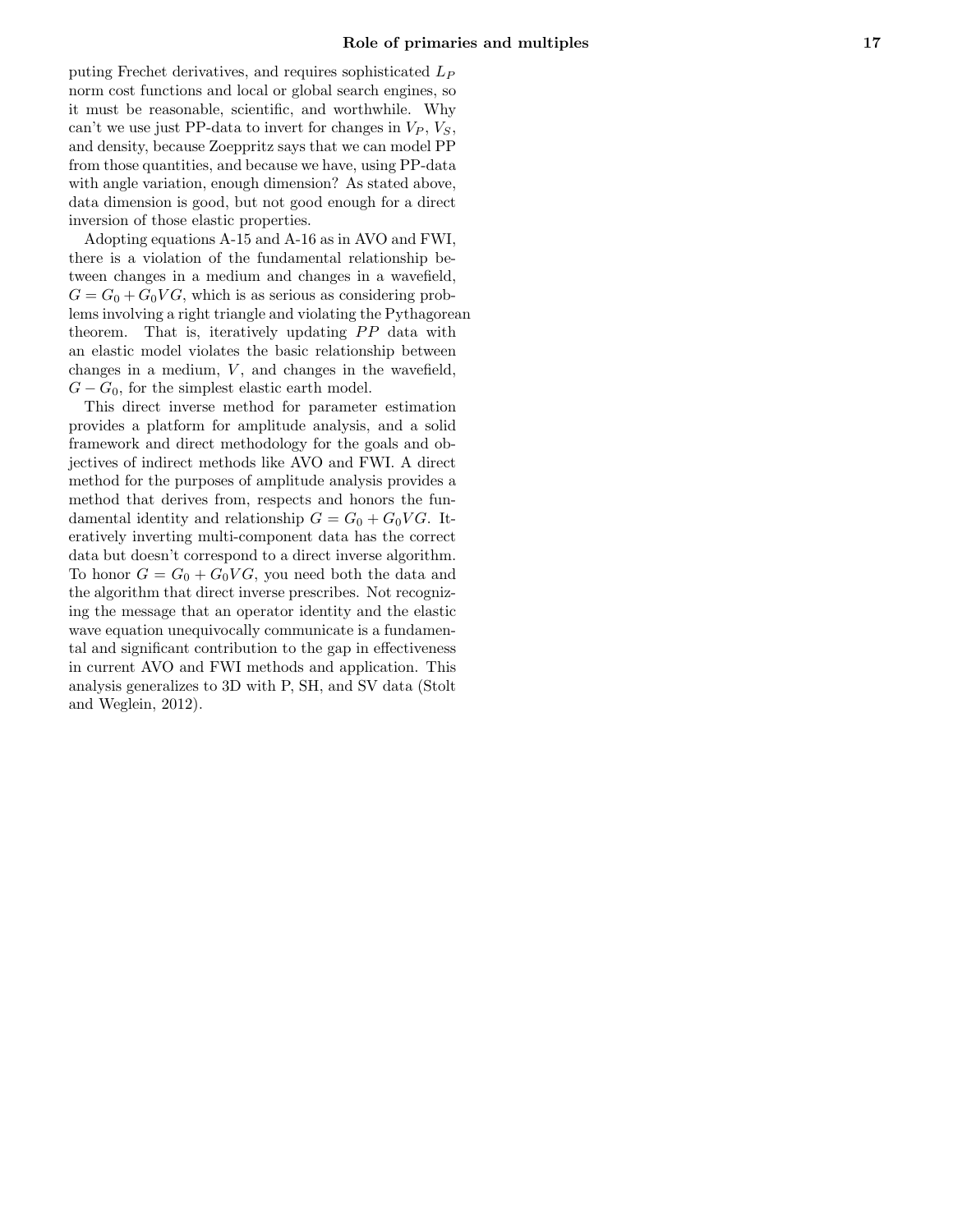puting Frechet derivatives, and requires sophisticated $L_P$ norm cost functions and local or global search engines, so it must be reasonable, scientific, and worthwhile. Why can't we use just PP-data to invert for changes in $V_P$, $V_S$, and density, because Zoeppritz says that we can model PP from those quantities, and because we have, using PP-data with angle variation, enough dimension? As stated above, data dimension is good, but not good enough for a direct inversion of those elastic properties.

Adopting equations A-15 and A-16 as in AVO and FWI, there is a violation of the fundamental relationship between changes in a medium and changes in a wavefield, $G = G_0 + G_0VG$, which is as serious as considering problems involving a right triangle and violating the Pythagorean theorem. That is, iteratively updating $PP$ data with an elastic model violates the basic relationship between changes in a medium, $V$, and changes in the wavefield, $G - G_0$, for the simplest elastic earth model.

This direct inverse method for parameter estimation provides a platform for amplitude analysis, and a solid framework and direct methodology for the goals and objectives of indirect methods like AVO and FWI. A direct method for the purposes of amplitude analysis provides a method that derives from, respects and honors the fundamental identity and relationship $G = G_0 + G_0VG$. Iteratively inverting multi-component data has the correct data but doesn't correspond to a direct inverse algorithm. To honor $G = G_0 + G_0VG$, you need both the data and the algorithm that direct inverse prescribes. Not recognizing the message that an operator identity and the elastic wave equation unequivocally communicate is a fundamental and significant contribution to the gap in effectiveness in current AVO and FWI methods and application. This analysis generalizes to 3D with P, SH, and SV data (Stolt and Weglein, 2012).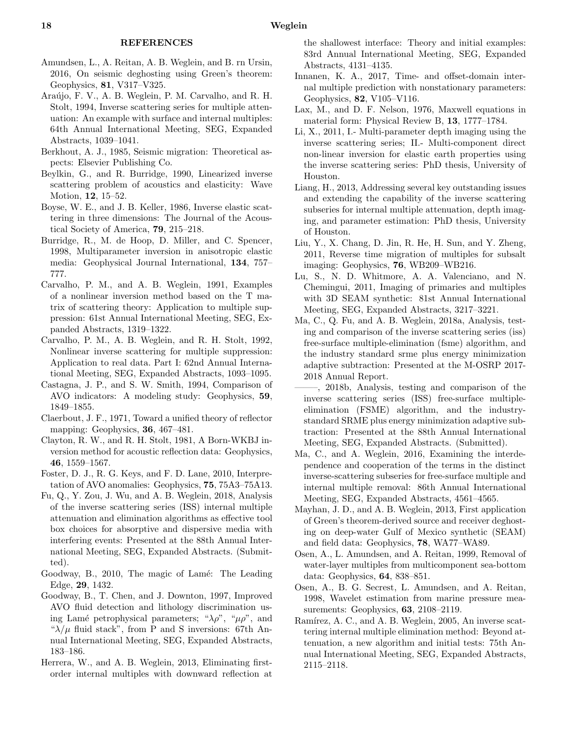## REFERENCES

Amundsen, L., A. Reitan, A. B. Weglein, and B. rn Ursin, 2016, On seismic deghosting using Green's theorem: Geophysics, **81**, V317–V325.

Araújo, F. V., A. B. Weglein, P. M. Carvalho, and R. H. Stolt, 1994, Inverse scattering series for multiple attenuation: An example with surface and internal multiples: 64th Annual International Meeting, SEG, Expanded Abstracts, 1039–1041.

Berkhout, A. J., 1985, Seismic migration: Theoretical aspects: Elsevier Publishing Co.

Beylkin, G., and R. Burridge, 1990, Linearized inverse scattering problem of acoustics and elasticity: Wave Motion, **12**, 15–52.

Boyse, W. E., and J. B. Keller, 1986, Inverse elastic scattering in three dimensions: The Journal of the Acoustical Society of America, **79**, 215–218.

Burridge, R., M. de Hoop, D. Miller, and C. Spencer, 1998, Multiparameter inversion in anisotropic elastic media: Geophysical Journal International, **134**, 757–777.

Carvalho, P. M., and A. B. Weglein, 1991, Examples of a nonlinear inversion method based on the T matrix of scattering theory: Application to multiple suppression: 61st Annual International Meeting, SEG, Expanded Abstracts, 1319–1322.

Carvalho, P. M., A. B. Weglein, and R. H. Stolt, 1992, Nonlinear inverse scattering for multiple suppression: Application to real data. Part I: 62nd Annual International Meeting, SEG, Expanded Abstracts, 1093–1095.

Castagna, J. P., and S. W. Smith, 1994, Comparison of AVO indicators: A modeling study: Geophysics, **59**, 1849–1855.

Claerbout, J. F., 1971, Toward a unified theory of reflector mapping: Geophysics, **36**, 467–481.

Clayton, R. W., and R. H. Stolt, 1981, A Born-WKBJ inversion method for acoustic reflection data: Geophysics, **46**, 1559–1567.

Foster, D. J., R. G. Keys, and F. D. Lane, 2010, Interpretation of AVO anomalies: Geophysics, **75**, 75A3–75A13.

Fu, Q., Y. Zou, J. Wu, and A. B. Weglein, 2018, Analysis of the inverse scattering series (ISS) internal multiple attenuation and elimination algorithms as effective tool box choices for absorptive and dispersive media with interfering events: Presented at the 88th Annual International Meeting, SEG, Expanded Abstracts. (Submitted).

Goodway, B., 2010, The magic of Lamé: The Leading Edge, **29**, 1432.

Goodway, B., T. Chen, and J. Downton, 1997, Improved AVO fluid detection and lithology discrimination using Lamé petrophysical parameters; "$\lambda\rho$", "$\mu\rho$", and "$\lambda/\mu$ fluid stack", from P and S inversions: 67th Annual International Meeting, SEG, Expanded Abstracts, 183–186.

Herrera, W., and A. B. Weglein, 2013, Eliminating first-order internal multiples with downward reflection at the shallowest interface: Theory and initial examples: 83rd Annual International Meeting, SEG, Expanded Abstracts, 4131–4135.

Innanen, K. A., 2017, Time- and offset-domain internal multiple prediction with nonstationary parameters: Geophysics, **82**, V105–V116.

Lax, M., and D. F. Nelson, 1976, Maxwell equations in material form: Physical Review B, **13**, 1777–1784.

Li, X., 2011, I.- Multi-parameter depth imaging using the inverse scattering series; II.- Multi-component direct non-linear inversion for elastic earth properties using the inverse scattering series: PhD thesis, University of Houston.

Liang, H., 2013, Addressing several key outstanding issues and extending the capability of the inverse scattering subseries for internal multiple attenuation, depth imaging, and parameter estimation: PhD thesis, University of Houston.

Liu, Y., X. Chang, D. Jin, R. He, H. Sun, and Y. Zheng, 2011, Reverse time migration of multiples for subsalt imaging: Geophysics, **76**, WB209–WB216.

Lu, S., N. D. Whitmore, A. A. Valenciano, and N. Chemingui, 2011, Imaging of primaries and multiples with 3D SEAM synthetic: 81st Annual International Meeting, SEG, Expanded Abstracts, 3217–3221.

Ma, C., Q. Fu, and A. B. Weglein, 2018a, Analysis, testing and comparison of the inverse scattering series (iss) free-surface multiple-elimination (fsme) algorithm, and the industry standard srme plus energy minimization adaptive subtraction: Presented at the M-OSRP 2017-2018 Annual Report.

——, 2018b, Analysis, testing and comparison of the inverse scattering series (ISS) free-surface multiple-elimination (FSME) algorithm, and the industry-standard SRME plus energy minimization adaptive subtraction: Presented at the 88th Annual International Meeting, SEG, Expanded Abstracts. (Submitted).

Ma, C., and A. Weglein, 2016, Examining the interdependence and cooperation of the terms in the distinct inverse-scattering subseries for free-surface multiple and internal multiple removal: 86th Annual International Meeting, SEG, Expanded Abstracts, 4561–4565.

Mayhan, J. D., and A. B. Weglein, 2013, First application of Green's theorem-derived source and receiver deghosting on deep-water Gulf of Mexico synthetic (SEAM) and field data: Geophysics, **78**, WA77–WA89.

Osen, A., L. Amundsen, and A. Reitan, 1999, Removal of water-layer multiples from multicomponent sea-bottom data: Geophysics, **64**, 838–851.

Osen, A., B. G. Secrest, L. Amundsen, and A. Reitan, 1998, Wavelet estimation from marine pressure measurements: Geophysics, **63**, 2108–2119.

Ramírez, A. C., and A. B. Weglein, 2005, An inverse scattering internal multiple elimination method: Beyond attenuation, a new algorithm and initial tests: 75th Annual International Meeting, SEG, Expanded Abstracts, 2115–2118.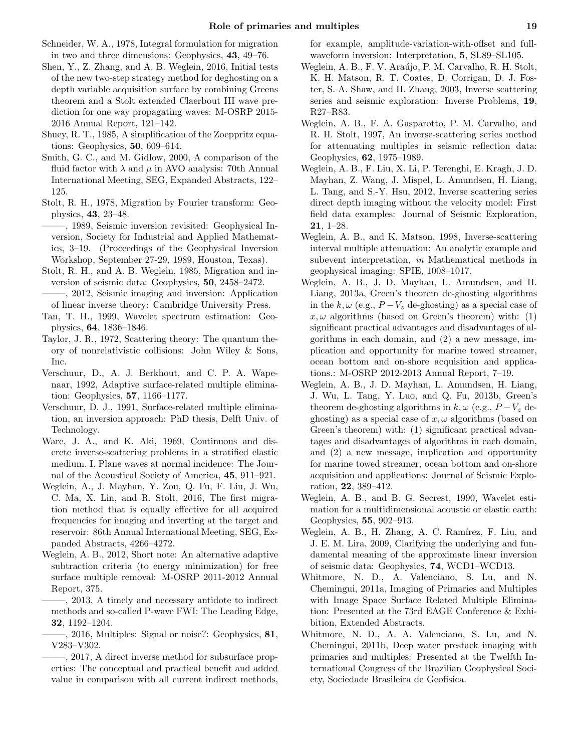Schneider, W. A., 1978, Integral formulation for migration in two and three dimensions: Geophysics, **43**, 49–76.

Shen, Y., Z. Zhang, and A. B. Weglein, 2016, Initial tests of the new two-step strategy method for deghosting on a depth variable acquisition surface by combining Greens theorem and a Stolt extended Claerbout III wave prediction for one way propagating waves: M-OSRP 2015-2016 Annual Report, 121–142.

Shuey, R. T., 1985, A simplification of the Zoeppritz equations: Geophysics, **50**, 609–614.

Smith, G. C., and M. Gidlow, 2000, A comparison of the fluid factor with $\lambda$ and $\mu$ in AVO analysis: 70th Annual International Meeting, SEG, Expanded Abstracts, 122–125.

Stolt, R. H., 1978, Migration by Fourier transform: Geophysics, **43**, 23–48.

———, 1989, Seismic inversion revisited: Geophysical Inversion, Society for Industrial and Applied Mathematics, 3–19. (Proceedings of the Geophysical Inversion Workshop, September 27-29, 1989, Houston, Texas).

Stolt, R. H., and A. B. Weglein, 1985, Migration and inversion of seismic data: Geophysics, **50**, 2458–2472.

———, 2012, Seismic imaging and inversion: Application of linear inverse theory: Cambridge University Press.

Tan, T. H., 1999, Wavelet spectrum estimation: Geophysics, **64**, 1836–1846.

Taylor, J. R., 1972, Scattering theory: The quantum theory of nonrelativistic collisions: John Wiley & Sons, Inc.

Verschuur, D., A. J. Berkhout, and C. P. A. Wapenaar, 1992, Adaptive surface-related multiple elimination: Geophysics, **57**, 1166–1177.

Verschuur, D. J., 1991, Surface-related multiple elimination, an inversion approach: PhD thesis, Delft Univ. of Technology.

Ware, J. A., and K. Aki, 1969, Continuous and discrete inverse-scattering problems in a stratified elastic medium. I. Plane waves at normal incidence: The Journal of the Acoustical Society of America, **45**, 911–921.

Weglein, A., J. Mayhan, Y. Zou, Q. Fu, F. Liu, J. Wu, C. Ma, X. Lin, and R. Stolt, 2016, The first migration method that is equally effective for all acquired frequencies for imaging and inverting at the target and reservoir: 86th Annual International Meeting, SEG, Expanded Abstracts, 4266–4272.

Weglein, A. B., 2012, Short note: An alternative adaptive subtraction criteria (to energy minimization) for free surface multiple removal: M-OSRP 2011-2012 Annual Report, 375.

———, 2013, A timely and necessary antidote to indirect methods and so-called P-wave FWI: The Leading Edge, **32**, 1192–1204.

———, 2016, Multiples: Signal or noise?: Geophysics, **81**, V283–V302.

———, 2017, A direct inverse method for subsurface properties: The conceptual and practical benefit and added value in comparison with all current indirect methods, for example, amplitude-variation-with-offset and full-waveform inversion: Interpretation, **5**, SL89–SL105.

Weglein, A. B., F. V. Araújo, P. M. Carvalho, R. H. Stolt, K. H. Matson, R. T. Coates, D. Corrigan, D. J. Foster, S. A. Shaw, and H. Zhang, 2003, Inverse scattering series and seismic exploration: Inverse Problems, **19**, R27–R83.

Weglein, A. B., F. A. Gasparotto, P. M. Carvalho, and R. H. Stolt, 1997, An inverse-scattering series method for attenuating multiples in seismic reflection data: Geophysics, **62**, 1975–1989.

Weglein, A. B., F. Liu, X. Li, P. Terenghi, E. Kragh, J. D. Mayhan, Z. Wang, J. Mispel, L. Amundsen, H. Liang, L. Tang, and S.-Y. Hsu, 2012, Inverse scattering series direct depth imaging without the velocity model: First field data examples: Journal of Seismic Exploration, **21**, 1–28.

Weglein, A. B., and K. Matson, 1998, Inverse-scattering interval multiple attenuation: An analytic example and subevent interpretation, *in* Mathematical methods in geophysical imaging: SPIE, 1008–1017.

Weglein, A. B., J. D. Mayhan, L. Amundsen, and H. Liang, 2013a, Green's theorem de-ghosting algorithms in the $k,\omega$ (e.g., $P-V_z$ de-ghosting) as a special case of $x,\omega$ algorithms (based on Green's theorem) with: (1) significant practical advantages and disadvantages of algorithms in each domain, and (2) a new message, implication and opportunity for marine towed streamer, ocean bottom and on-shore acquisition and applications.: M-OSRP 2012-2013 Annual Report, 7–19.

Weglein, A. B., J. D. Mayhan, L. Amundsen, H. Liang, J. Wu, L. Tang, Y. Luo, and Q. Fu, 2013b, Green's theorem de-ghosting algorithms in $k,\omega$ (e.g., $P-V_z$ de-ghosting) as a special case of $x,\omega$ algorithms (based on Green's theorem) with: (1) significant practical advantages and disadvantages of algorithms in each domain, and (2) a new message, implication and opportunity for marine towed streamer, ocean bottom and on-shore acquisition and applications: Journal of Seismic Exploration, **22**, 389–412.

Weglein, A. B., and B. G. Secrest, 1990, Wavelet estimation for a multidimensional acoustic or elastic earth: Geophysics, **55**, 902–913.

Weglein, A. B., H. Zhang, A. C. Ramírez, F. Liu, and J. E. M. Lira, 2009, Clarifying the underlying and fundamental meaning of the approximate linear inversion of seismic data: Geophysics, **74**, WCD1–WCD13.

Whitmore, N. D., A. Valenciano, S. Lu, and N. Chemingui, 2011a, Imaging of Primaries and Multiples with Image Space Surface Related Multiple Elimination: Presented at the 73rd EAGE Conference & Exhibition, Extended Abstracts.

Whitmore, N. D., A. A. Valenciano, S. Lu, and N. Chemingui, 2011b, Deep water prestack imaging with primaries and multiples: Presented at the Twelfth International Congress of the Brazilian Geophysical Society, Sociedade Brasileira de Geofísica.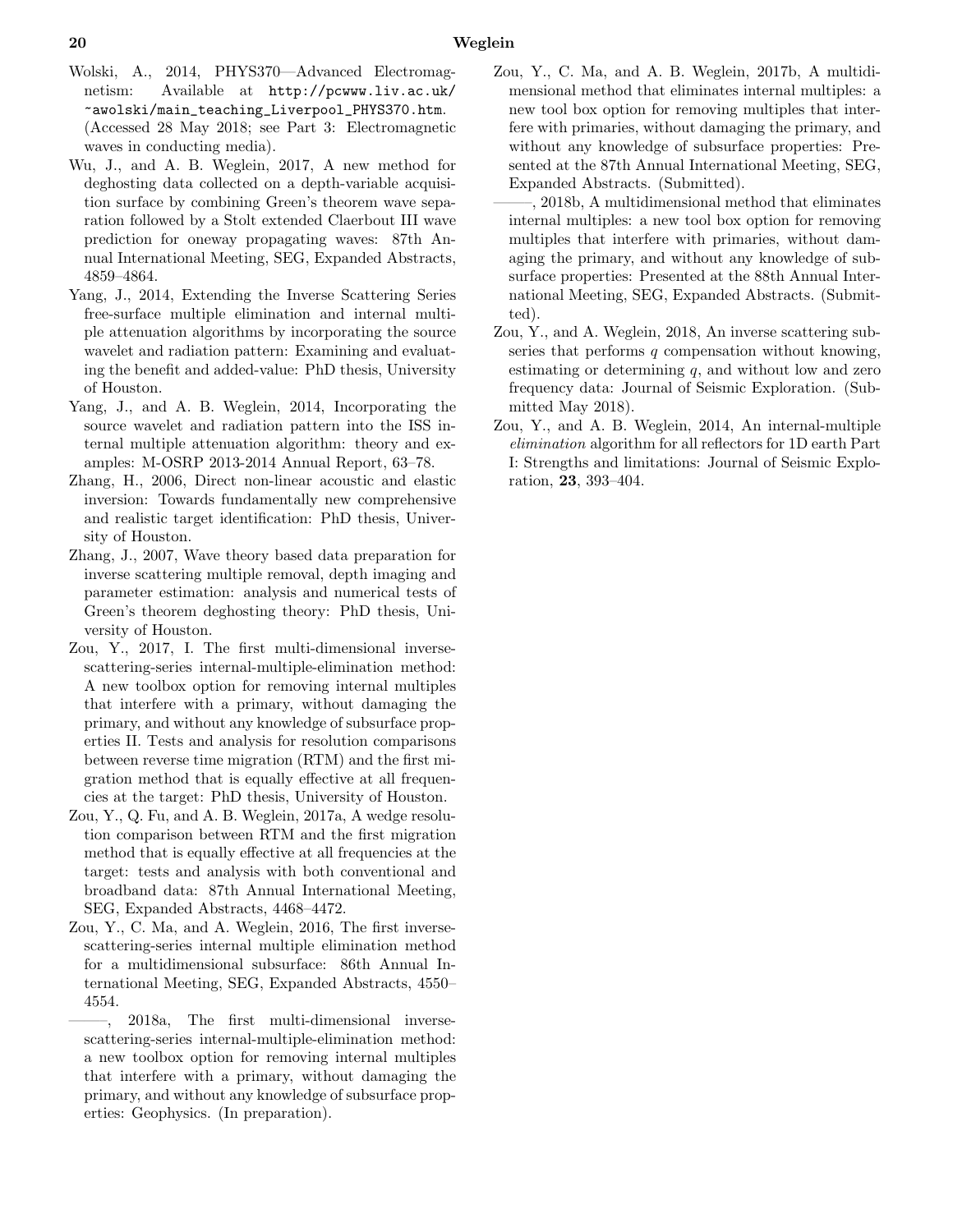Wolski, A., 2014, PHYS370—Advanced Electromagnetism: Available at http://pcwww.liv.ac.uk/~awolski/main_teaching_Liverpool_PHYS370.htm. (Accessed 28 May 2018; see Part 3: Electromagnetic waves in conducting media).

Wu, J., and A. B. Weglein, 2017, A new method for deghosting data collected on a depth-variable acquisition surface by combining Green's theorem wave separation followed by a Stolt extended Claerbout III wave prediction for oneway propagating waves: 87th Annual International Meeting, SEG, Expanded Abstracts, 4859–4864.

Yang, J., 2014, Extending the Inverse Scattering Series free-surface multiple elimination and internal multiple attenuation algorithms by incorporating the source wavelet and radiation pattern: Examining and evaluating the benefit and added-value: PhD thesis, University of Houston.

Yang, J., and A. B. Weglein, 2014, Incorporating the source wavelet and radiation pattern into the ISS internal multiple attenuation algorithm: theory and examples: M-OSRP 2013-2014 Annual Report, 63–78.

Zhang, H., 2006, Direct non-linear acoustic and elastic inversion: Towards fundamentally new comprehensive and realistic target identification: PhD thesis, University of Houston.

Zhang, J., 2007, Wave theory based data preparation for inverse scattering multiple removal, depth imaging and parameter estimation: analysis and numerical tests of Green's theorem deghosting theory: PhD thesis, University of Houston.

Zou, Y., 2017, I. The first multi-dimensional inverse-scattering-series internal-multiple-elimination method: A new toolbox option for removing internal multiples that interfere with a primary, without damaging the primary, and without any knowledge of subsurface properties II. Tests and analysis for resolution comparisons between reverse time migration (RTM) and the first migration method that is equally effective at all frequencies at the target: PhD thesis, University of Houston.

Zou, Y., Q. Fu, and A. B. Weglein, 2017a, A wedge resolution comparison between RTM and the first migration method that is equally effective at all frequencies at the target: tests and analysis with both conventional and broadband data: 87th Annual International Meeting, SEG, Expanded Abstracts, 4468–4472.

Zou, Y., C. Ma, and A. Weglein, 2016, The first inverse-scattering-series internal multiple elimination method for a multidimensional subsurface: 86th Annual International Meeting, SEG, Expanded Abstracts, 4550–4554.

——, 2018a, The first multi-dimensional inverse-scattering-series internal-multiple-elimination method: a new toolbox option for removing internal multiples that interfere with a primary, without damaging the primary, and without any knowledge of subsurface properties: Geophysics. (In preparation).

Zou, Y., C. Ma, and A. B. Weglein, 2017b, A multidimensional method that eliminates internal multiples: a new tool box option for removing multiples that interfere with primaries, without damaging the primary, and without any knowledge of subsurface properties: Presented at the 87th Annual International Meeting, SEG, Expanded Abstracts. (Submitted).

——, 2018b, A multidimensional method that eliminates internal multiples: a new tool box option for removing multiples that interfere with primaries, without damaging the primary, and without any knowledge of subsurface properties: Presented at the 88th Annual International Meeting, SEG, Expanded Abstracts. (Submitted).

Zou, Y., and A. Weglein, 2018, An inverse scattering subseries that performs $q$ compensation without knowing, estimating or determining $q$, and without low and zero frequency data: Journal of Seismic Exploration. (Submitted May 2018).

Zou, Y., and A. B. Weglein, 2014, An internal-multiple *elimination* algorithm for all reflectors for 1D earth Part I: Strengths and limitations: Journal of Seismic Exploration, **23**, 393–404.